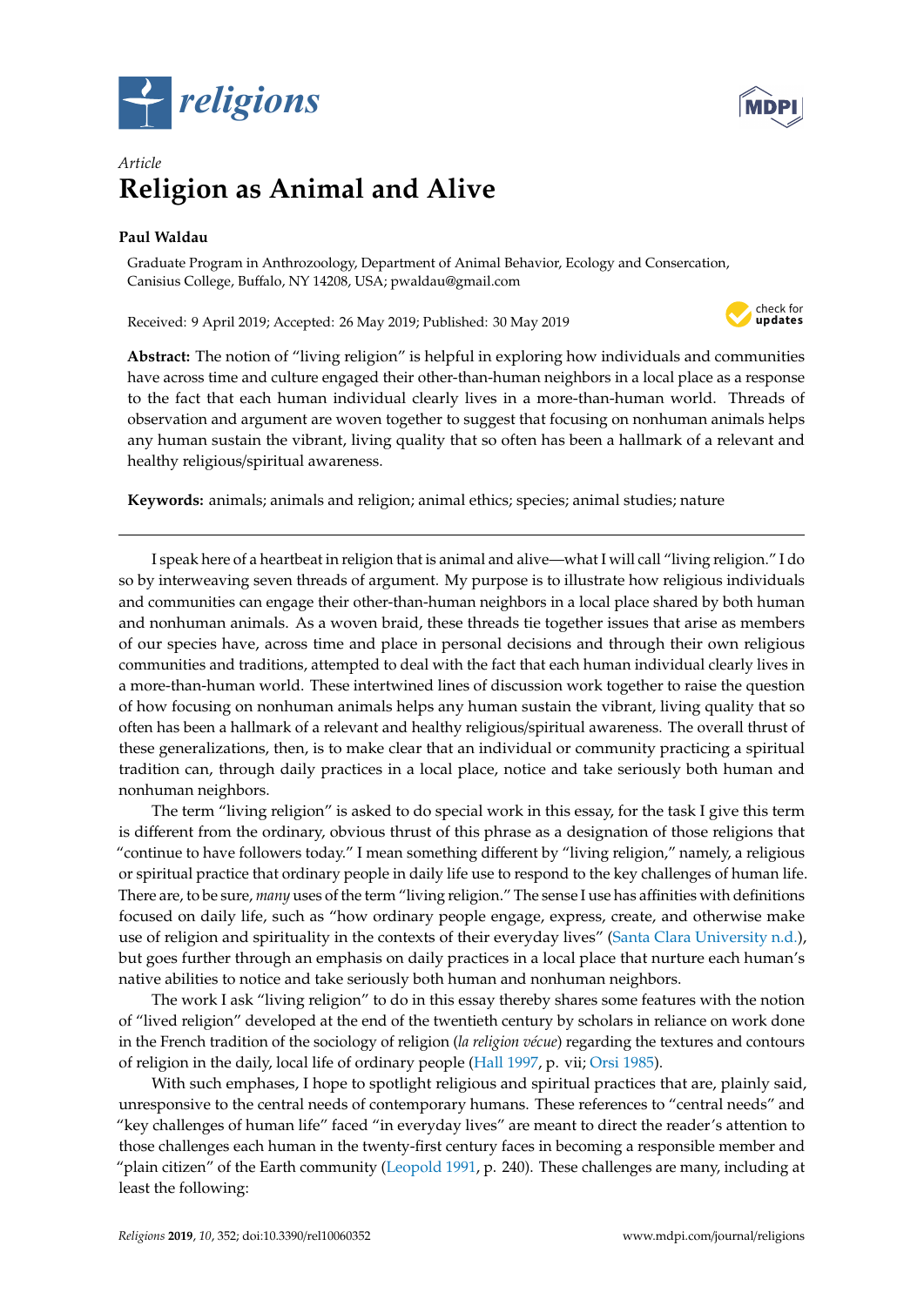*Article*

# Religion as Animal and Alive

**Paul Waldau**

Graduate Program in Anthrozoology, Department of Animal Behavior, Ecology and Consercation, Canisius College, Buffalo, NY 14208, USA; pwaldau@gmail.com

Received: 9 April 2019; Accepted: 26 May 2019; Published: 30 May 2019

**Abstract:** The notion of "living religion" is helpful in exploring how individuals and communities have across time and culture engaged their other-than-human neighbors in a local place as a response to the fact that each human individual clearly lives in a more-than-human world. Threads of observation and argument are woven together to suggest that focusing on nonhuman animals helps any human sustain the vibrant, living quality that so often has been a hallmark of a relevant and healthy religious/spiritual awareness.

**Keywords:** animals; animals and religion; animal ethics; species; animal studies; nature

---

I speak here of a heartbeat in religion that is animal and alive—what I will call "living religion." I do so by interweaving seven threads of argument. My purpose is to illustrate how religious individuals and communities can engage their other-than-human neighbors in a local place shared by both human and nonhuman animals. As a woven braid, these threads tie together issues that arise as members of our species have, across time and place in personal decisions and through their own religious communities and traditions, attempted to deal with the fact that each human individual clearly lives in a more-than-human world. These intertwined lines of discussion work together to raise the question of how focusing on nonhuman animals helps any human sustain the vibrant, living quality that so often has been a hallmark of a relevant and healthy religious/spiritual awareness. The overall thrust of these generalizations, then, is to make clear that an individual or community practicing a spiritual tradition can, through daily practices in a local place, notice and take seriously both human and nonhuman neighbors.

The term "living religion" is asked to do special work in this essay, for the task I give this term is different from the ordinary, obvious thrust of this phrase as a designation of those religions that "continue to have followers today." I mean something different by "living religion," namely, a religious or spiritual practice that ordinary people in daily life use to respond to the key challenges of human life. There are, to be sure, *many* uses of the term "living religion." The sense I use has affinities with definitions focused on daily life, such as "how ordinary people engage, express, create, and otherwise make use of religion and spirituality in the contexts of their everyday lives" (Santa Clara University n.d.), but goes further through an emphasis on daily practices in a local place that nurture each human's native abilities to notice and take seriously both human and nonhuman neighbors.

The work I ask "living religion" to do in this essay thereby shares some features with the notion of "lived religion" developed at the end of the twentieth century by scholars in reliance on work done in the French tradition of the sociology of religion (*la religion vécue*) regarding the textures and contours of religion in the daily, local life of ordinary people (Hall 1997, p. vii; Orsi 1985).

With such emphases, I hope to spotlight religious and spiritual practices that are, plainly said, unresponsive to the central needs of contemporary humans. These references to "central needs" and "key challenges of human life" faced "in everyday lives" are meant to direct the reader's attention to those challenges each human in the twenty-first century faces in becoming a responsible member and "plain citizen" of the Earth community (Leopold 1991, p. 240). These challenges are many, including at least the following: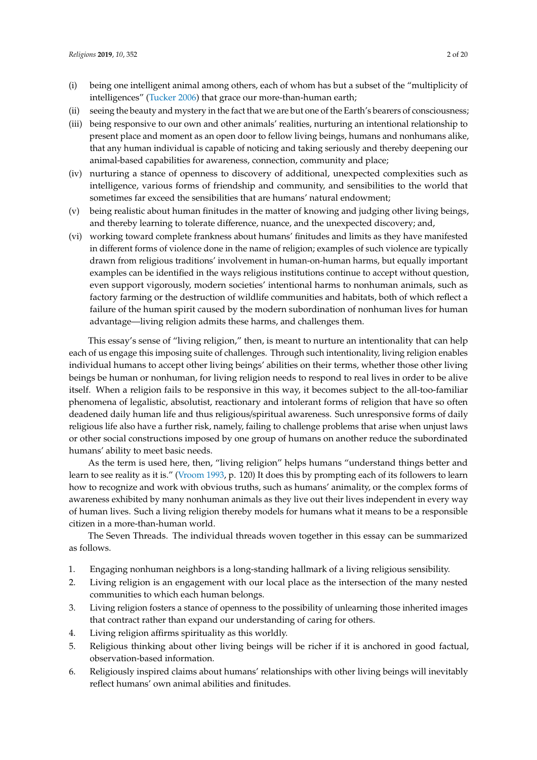(i) being one intelligent animal among others, each of whom has but a subset of the "multiplicity of intelligences" (Tucker 2006) that grace our more-than-human earth;

(ii) seeing the beauty and mystery in the fact that we are but one of the Earth's bearers of consciousness;

(iii) being responsive to our own and other animals' realities, nurturing an intentional relationship to present place and moment as an open door to fellow living beings, humans and nonhumans alike, that any human individual is capable of noticing and taking seriously and thereby deepening our animal-based capabilities for awareness, connection, community and place;

(iv) nurturing a stance of openness to discovery of additional, unexpected complexities such as intelligence, various forms of friendship and community, and sensibilities to the world that sometimes far exceed the sensibilities that are humans' natural endowment;

(v) being realistic about human finitudes in the matter of knowing and judging other living beings, and thereby learning to tolerate difference, nuance, and the unexpected discovery; and,

(vi) working toward complete frankness about humans' finitudes and limits as they have manifested in different forms of violence done in the name of religion; examples of such violence are typically drawn from religious traditions' involvement in human-on-human harms, but equally important examples can be identified in the ways religious institutions continue to accept without question, even support vigorously, modern societies' intentional harms to nonhuman animals, such as factory farming or the destruction of wildlife communities and habitats, both of which reflect a failure of the human spirit caused by the modern subordination of nonhuman lives for human advantage—living religion admits these harms, and challenges them.

This essay's sense of "living religion," then, is meant to nurture an intentionality that can help each of us engage this imposing suite of challenges. Through such intentionality, living religion enables individual humans to accept other living beings' abilities on their terms, whether those other living beings be human or nonhuman, for living religion needs to respond to real lives in order to be alive itself. When a religion fails to be responsive in this way, it becomes subject to the all-too-familiar phenomena of legalistic, absolutist, reactionary and intolerant forms of religion that have so often deadened daily human life and thus religious/spiritual awareness. Such unresponsive forms of daily religious life also have a further risk, namely, failing to challenge problems that arise when unjust laws or other social constructions imposed by one group of humans on another reduce the subordinated humans' ability to meet basic needs.

As the term is used here, then, "living religion" helps humans "understand things better and learn to see reality as it is." (Vroom 1993, p. 120) It does this by prompting each of its followers to learn how to recognize and work with obvious truths, such as humans' animality, or the complex forms of awareness exhibited by many nonhuman animals as they live out their lives independent in every way of human lives. Such a living religion thereby models for humans what it means to be a responsible citizen in a more-than-human world.

The Seven Threads. The individual threads woven together in this essay can be summarized as follows.

1. Engaging nonhuman neighbors is a long-standing hallmark of a living religious sensibility.
2. Living religion is an engagement with our local place as the intersection of the many nested communities to which each human belongs.
3. Living religion fosters a stance of openness to the possibility of unlearning those inherited images that contract rather than expand our understanding of caring for others.
4. Living religion affirms spirituality as this worldly.
5. Religious thinking about other living beings will be richer if it is anchored in good factual, observation-based information.
6. Religiously inspired claims about humans' relationships with other living beings will inevitably reflect humans' own animal abilities and finitudes.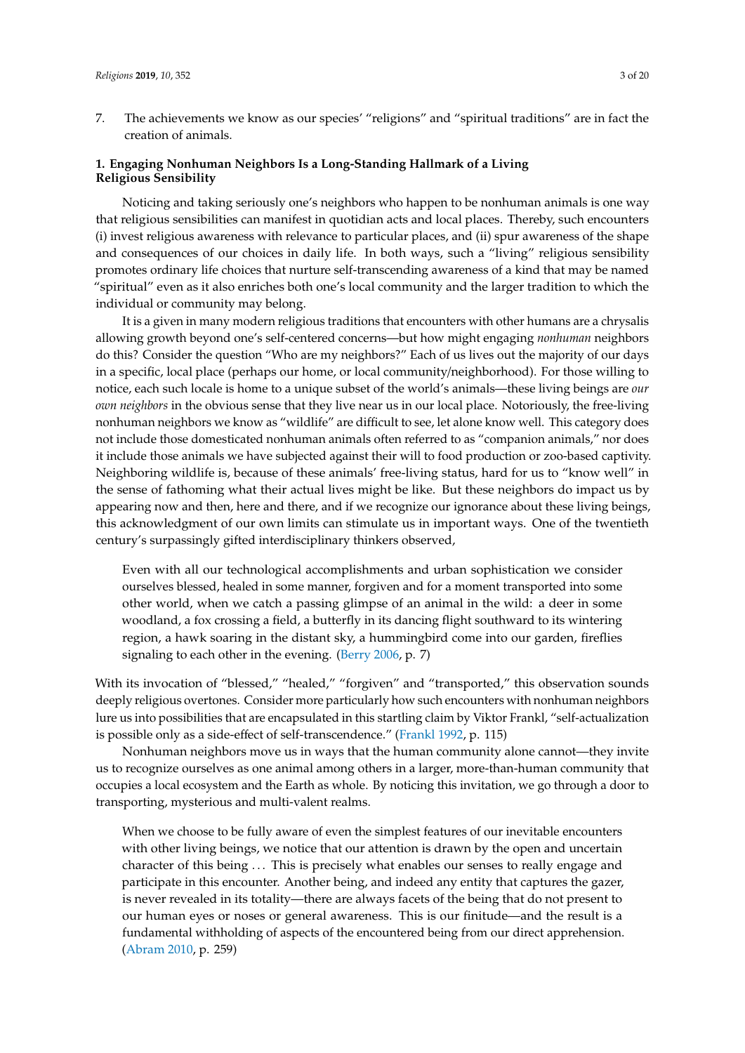7. The achievements we know as our species' "religions" and "spiritual traditions" are in fact the creation of animals.

## 1. Engaging Nonhuman Neighbors Is a Long-Standing Hallmark of a Living Religious Sensibility

Noticing and taking seriously one's neighbors who happen to be nonhuman animals is one way that religious sensibilities can manifest in quotidian acts and local places. Thereby, such encounters (i) invest religious awareness with relevance to particular places, and (ii) spur awareness of the shape and consequences of our choices in daily life. In both ways, such a "living" religious sensibility promotes ordinary life choices that nurture self-transcending awareness of a kind that may be named "spiritual" even as it also enriches both one's local community and the larger tradition to which the individual or community may belong.

It is a given in many modern religious traditions that encounters with other humans are a chrysalis allowing growth beyond one's self-centered concerns—but how might engaging *nonhuman* neighbors do this? Consider the question "Who are my neighbors?" Each of us lives out the majority of our days in a specific, local place (perhaps our home, or local community/neighborhood). For those willing to notice, each such locale is home to a unique subset of the world's animals—these living beings are *our own neighbors* in the obvious sense that they live near us in our local place. Notoriously, the free-living nonhuman neighbors we know as "wildlife" are difficult to see, let alone know well. This category does not include those domesticated nonhuman animals often referred to as "companion animals," nor does it include those animals we have subjected against their will to food production or zoo-based captivity. Neighboring wildlife is, because of these animals' free-living status, hard for us to "know well" in the sense of fathoming what their actual lives might be like. But these neighbors do impact us by appearing now and then, here and there, and if we recognize our ignorance about these living beings, this acknowledgment of our own limits can stimulate us in important ways. One of the twentieth century's surpassingly gifted interdisciplinary thinkers observed,

> Even with all our technological accomplishments and urban sophistication we consider ourselves blessed, healed in some manner, forgiven and for a moment transported into some other world, when we catch a passing glimpse of an animal in the wild: a deer in some woodland, a fox crossing a field, a butterfly in its dancing flight southward to its wintering region, a hawk soaring in the distant sky, a hummingbird come into our garden, fireflies signaling to each other in the evening. (Berry 2006, p. 7)

With its invocation of "blessed," "healed," "forgiven" and "transported," this observation sounds deeply religious overtones. Consider more particularly how such encounters with nonhuman neighbors lure us into possibilities that are encapsulated in this startling claim by Viktor Frankl, "self-actualization is possible only as a side-effect of self-transcendence." (Frankl 1992, p. 115)

Nonhuman neighbors move us in ways that the human community alone cannot—they invite us to recognize ourselves as one animal among others in a larger, more-than-human community that occupies a local ecosystem and the Earth as whole. By noticing this invitation, we go through a door to transporting, mysterious and multi-valent realms.

> When we choose to be fully aware of even the simplest features of our inevitable encounters with other living beings, we notice that our attention is drawn by the open and uncertain character of this being ... This is precisely what enables our senses to really engage and participate in this encounter. Another being, and indeed any entity that captures the gazer, is never revealed in its totality—there are always facets of the being that do not present to our human eyes or noses or general awareness. This is our finitude—and the result is a fundamental withholding of aspects of the encountered being from our direct apprehension. (Abram 2010, p. 259)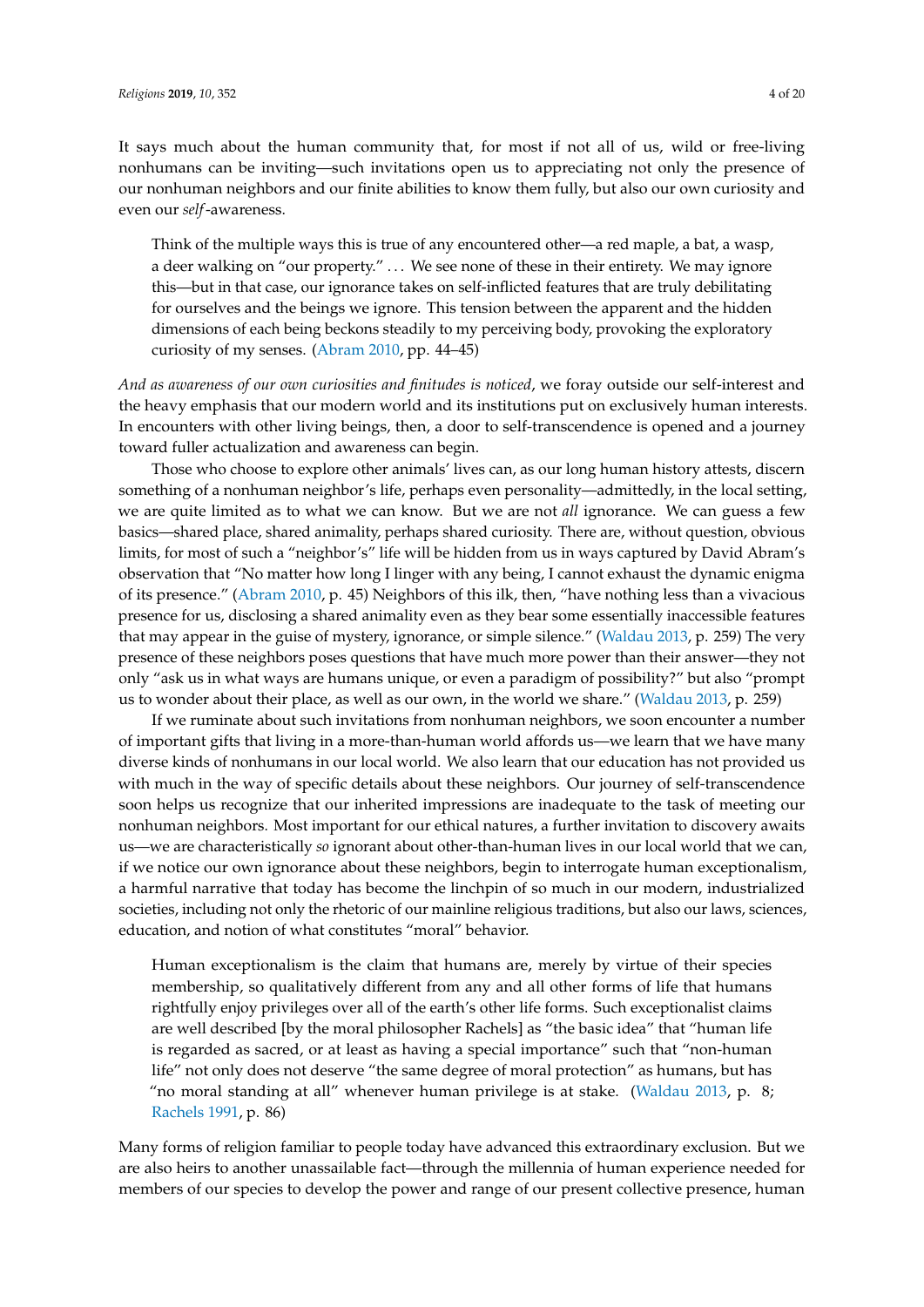It says much about the human community that, for most if not all of us, wild or free-living nonhumans can be inviting—such invitations open us to appreciating not only the presence of our nonhuman neighbors and our finite abilities to know them fully, but also our own curiosity and even our *self*-awareness.

> Think of the multiple ways this is true of any encountered other—a red maple, a bat, a wasp, a deer walking on "our property." ... We see none of these in their entirety. We may ignore this—but in that case, our ignorance takes on self-inflicted features that are truly debilitating for ourselves and the beings we ignore. This tension between the apparent and the hidden dimensions of each being beckons steadily to my perceiving body, provoking the exploratory curiosity of my senses. (Abram 2010, pp. 44–45)

*And as awareness of our own curiosities and finitudes is noticed*, we foray outside our self-interest and the heavy emphasis that our modern world and its institutions put on exclusively human interests. In encounters with other living beings, then, a door to self-transcendence is opened and a journey toward fuller actualization and awareness can begin.

Those who choose to explore other animals' lives can, as our long human history attests, discern something of a nonhuman neighbor's life, perhaps even personality—admittedly, in the local setting, we are quite limited as to what we can know. But we are not *all* ignorance. We can guess a few basics—shared place, shared animality, perhaps shared curiosity. There are, without question, obvious limits, for most of such a "neighbor's" life will be hidden from us in ways captured by David Abram's observation that "No matter how long I linger with any being, I cannot exhaust the dynamic enigma of its presence." (Abram 2010, p. 45) Neighbors of this ilk, then, "have nothing less than a vivacious presence for us, disclosing a shared animality even as they bear some essentially inaccessible features that may appear in the guise of mystery, ignorance, or simple silence." (Waldau 2013, p. 259) The very presence of these neighbors poses questions that have much more power than their answer—they not only "ask us in what ways are humans unique, or even a paradigm of possibility?" but also "prompt us to wonder about their place, as well as our own, in the world we share." (Waldau 2013, p. 259)

If we ruminate about such invitations from nonhuman neighbors, we soon encounter a number of important gifts that living in a more-than-human world affords us—we learn that we have many diverse kinds of nonhumans in our local world. We also learn that our education has not provided us with much in the way of specific details about these neighbors. Our journey of self-transcendence soon helps us recognize that our inherited impressions are inadequate to the task of meeting our nonhuman neighbors. Most important for our ethical natures, a further invitation to discovery awaits us—we are characteristically *so* ignorant about other-than-human lives in our local world that we can, if we notice our own ignorance about these neighbors, begin to interrogate human exceptionalism, a harmful narrative that today has become the linchpin of so much in our modern, industrialized societies, including not only the rhetoric of our mainline religious traditions, but also our laws, sciences, education, and notion of what constitutes "moral" behavior.

> Human exceptionalism is the claim that humans are, merely by virtue of their species membership, so qualitatively different from any and all other forms of life that humans rightfully enjoy privileges over all of the earth's other life forms. Such exceptionalist claims are well described [by the moral philosopher Rachels] as "the basic idea" that "human life is regarded as sacred, or at least as having a special importance" such that "non-human life" not only does not deserve "the same degree of moral protection" as humans, but has "no moral standing at all" whenever human privilege is at stake. (Waldau 2013, p. 8; Rachels 1991, p. 86)

Many forms of religion familiar to people today have advanced this extraordinary exclusion. But we are also heirs to another unassailable fact—through the millennia of human experience needed for members of our species to develop the power and range of our present collective presence, human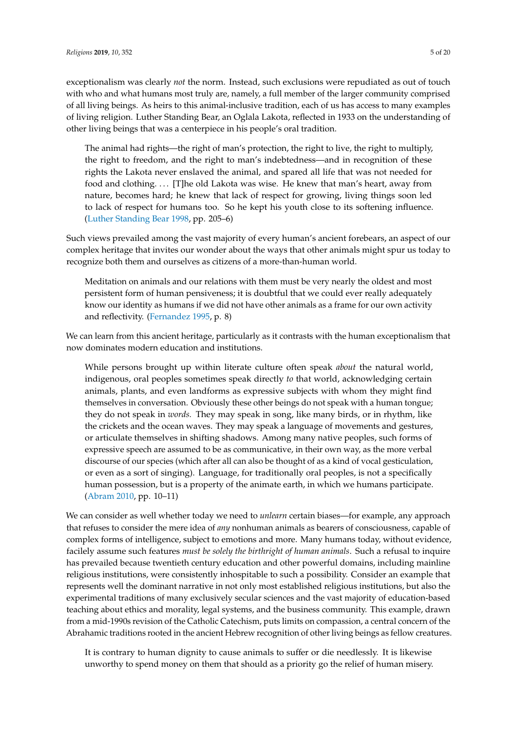exceptionalism was clearly *not* the norm. Instead, such exclusions were repudiated as out of touch with who and what humans most truly are, namely, a full member of the larger community comprised of all living beings. As heirs to this animal-inclusive tradition, each of us has access to many examples of living religion. Luther Standing Bear, an Oglala Lakota, reflected in 1933 on the understanding of other living beings that was a centerpiece in his people's oral tradition.

> The animal had rights—the right of man's protection, the right to live, the right to multiply, the right to freedom, and the right to man's indebtedness—and in recognition of these rights the Lakota never enslaved the animal, and spared all life that was not needed for food and clothing. . . . [T]he old Lakota was wise. He knew that man's heart, away from nature, becomes hard; he knew that lack of respect for growing, living things soon led to lack of respect for humans too. So he kept his youth close to its softening influence. (Luther Standing Bear 1998, pp. 205–6)

Such views prevailed among the vast majority of every human's ancient forebears, an aspect of our complex heritage that invites our wonder about the ways that other animals might spur us today to recognize both them and ourselves as citizens of a more-than-human world.

> Meditation on animals and our relations with them must be very nearly the oldest and most persistent form of human pensiveness; it is doubtful that we could ever really adequately know our identity as humans if we did not have other animals as a frame for our own activity and reflectivity. (Fernandez 1995, p. 8)

We can learn from this ancient heritage, particularly as it contrasts with the human exceptionalism that now dominates modern education and institutions.

> While persons brought up within literate culture often speak *about* the natural world, indigenous, oral peoples sometimes speak directly *to* that world, acknowledging certain animals, plants, and even landforms as expressive subjects with whom they might find themselves in conversation. Obviously these other beings do not speak with a human tongue; they do not speak in *words.* They may speak in song, like many birds, or in rhythm, like the crickets and the ocean waves. They may speak a language of movements and gestures, or articulate themselves in shifting shadows. Among many native peoples, such forms of expressive speech are assumed to be as communicative, in their own way, as the more verbal discourse of our species (which after all can also be thought of as a kind of vocal gesticulation, or even as a sort of singing). Language, for traditionally oral peoples, is not a specifically human possession, but is a property of the animate earth, in which we humans participate. (Abram 2010, pp. 10–11)

We can consider as well whether today we need to *unlearn* certain biases—for example, any approach that refuses to consider the mere idea of *any* nonhuman animals as bearers of consciousness, capable of complex forms of intelligence, subject to emotions and more. Many humans today, without evidence, facilely assume such features *must be solely the birthright of human animals*. Such a refusal to inquire has prevailed because twentieth century education and other powerful domains, including mainline religious institutions, were consistently inhospitable to such a possibility. Consider an example that represents well the dominant narrative in not only most established religious institutions, but also the experimental traditions of many exclusively secular sciences and the vast majority of education-based teaching about ethics and morality, legal systems, and the business community. This example, drawn from a mid-1990s revision of the Catholic Catechism, puts limits on compassion, a central concern of the Abrahamic traditions rooted in the ancient Hebrew recognition of other living beings as fellow creatures.

> It is contrary to human dignity to cause animals to suffer or die needlessly. It is likewise unworthy to spend money on them that should as a priority go the relief of human misery.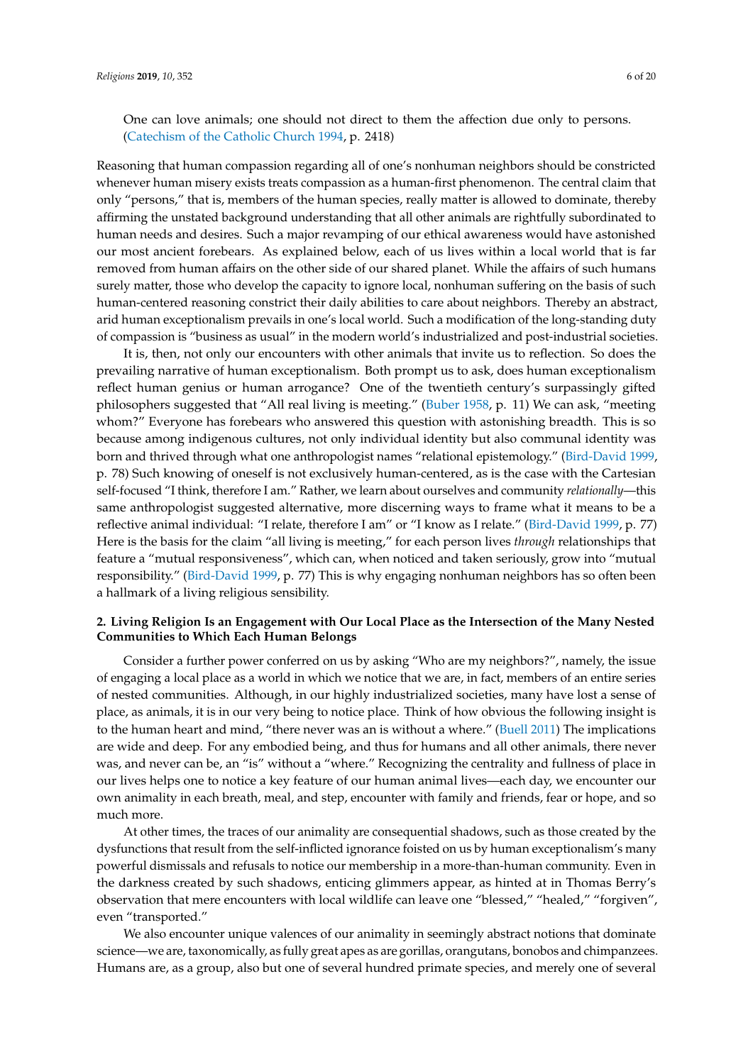One can love animals; one should not direct to them the affection due only to persons. (Catechism of the Catholic Church 1994, p. 2418)

Reasoning that human compassion regarding all of one's nonhuman neighbors should be constricted whenever human misery exists treats compassion as a human-first phenomenon. The central claim that only "persons," that is, members of the human species, really matter is allowed to dominate, thereby affirming the unstated background understanding that all other animals are rightfully subordinated to human needs and desires. Such a major revamping of our ethical awareness would have astonished our most ancient forebears. As explained below, each of us lives within a local world that is far removed from human affairs on the other side of our shared planet. While the affairs of such humans surely matter, those who develop the capacity to ignore local, nonhuman suffering on the basis of such human-centered reasoning constrict their daily abilities to care about neighbors. Thereby an abstract, arid human exceptionalism prevails in one's local world. Such a modification of the long-standing duty of compassion is "business as usual" in the modern world's industrialized and post-industrial societies.

It is, then, not only our encounters with other animals that invite us to reflection. So does the prevailing narrative of human exceptionalism. Both prompt us to ask, does human exceptionalism reflect human genius or human arrogance? One of the twentieth century's surpassingly gifted philosophers suggested that "All real living is meeting." (Buber 1958, p. 11) We can ask, "meeting whom?" Everyone has forebears who answered this question with astonishing breadth. This is so because among indigenous cultures, not only individual identity but also communal identity was born and thrived through what one anthropologist names "relational epistemology." (Bird-David 1999, p. 78) Such knowing of oneself is not exclusively human-centered, as is the case with the Cartesian self-focused "I think, therefore I am." Rather, we learn about ourselves and community *relationally*—this same anthropologist suggested alternative, more discerning ways to frame what it means to be a reflective animal individual: "I relate, therefore I am" or "I know as I relate." (Bird-David 1999, p. 77) Here is the basis for the claim "all living is meeting," for each person lives *through* relationships that feature a "mutual responsiveness", which can, when noticed and taken seriously, grow into "mutual responsibility." (Bird-David 1999, p. 77) This is why engaging nonhuman neighbors has so often been a hallmark of a living religious sensibility.

## 2. Living Religion Is an Engagement with Our Local Place as the Intersection of the Many Nested Communities to Which Each Human Belongs

Consider a further power conferred on us by asking "Who are my neighbors?", namely, the issue of engaging a local place as a world in which we notice that we are, in fact, members of an entire series of nested communities. Although, in our highly industrialized societies, many have lost a sense of place, as animals, it is in our very being to notice place. Think of how obvious the following insight is to the human heart and mind, "there never was an is without a where." (Buell 2011) The implications are wide and deep. For any embodied being, and thus for humans and all other animals, there never was, and never can be, an "is" without a "where." Recognizing the centrality and fullness of place in our lives helps one to notice a key feature of our human animal lives—each day, we encounter our own animality in each breath, meal, and step, encounter with family and friends, fear or hope, and so much more.

At other times, the traces of our animality are consequential shadows, such as those created by the dysfunctions that result from the self-inflicted ignorance foisted on us by human exceptionalism's many powerful dismissals and refusals to notice our membership in a more-than-human community. Even in the darkness created by such shadows, enticing glimmers appear, as hinted at in Thomas Berry's observation that mere encounters with local wildlife can leave one "blessed," "healed," "forgiven", even "transported."

We also encounter unique valences of our animality in seemingly abstract notions that dominate science—we are, taxonomically, as fully great apes as are gorillas, orangutans, bonobos and chimpanzees. Humans are, as a group, also but one of several hundred primate species, and merely one of several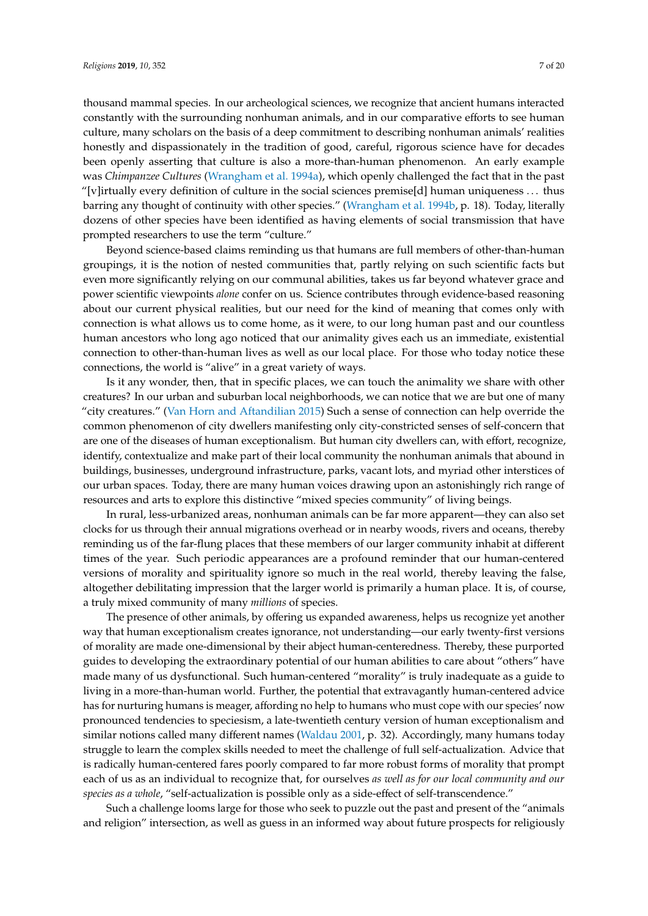thousand mammal species. In our archeological sciences, we recognize that ancient humans interacted constantly with the surrounding nonhuman animals, and in our comparative efforts to see human culture, many scholars on the basis of a deep commitment to describing nonhuman animals' realities honestly and dispassionately in the tradition of good, careful, rigorous science have for decades been openly asserting that culture is also a more-than-human phenomenon. An early example was *Chimpanzee Cultures* (Wrangham et al. 1994a), which openly challenged the fact that in the past "[v]irtually every definition of culture in the social sciences premise[d] human uniqueness . . . thus barring any thought of continuity with other species." (Wrangham et al. 1994b, p. 18). Today, literally dozens of other species have been identified as having elements of social transmission that have prompted researchers to use the term "culture."

Beyond science-based claims reminding us that humans are full members of other-than-human groupings, it is the notion of nested communities that, partly relying on such scientific facts but even more significantly relying on our communal abilities, takes us far beyond whatever grace and power scientific viewpoints *alone* confer on us. Science contributes through evidence-based reasoning about our current physical realities, but our need for the kind of meaning that comes only with connection is what allows us to come home, as it were, to our long human past and our countless human ancestors who long ago noticed that our animality gives each us an immediate, existential connection to other-than-human lives as well as our local place. For those who today notice these connections, the world is "alive" in a great variety of ways.

Is it any wonder, then, that in specific places, we can touch the animality we share with other creatures? In our urban and suburban local neighborhoods, we can notice that we are but one of many "city creatures." (Van Horn and Aftandilian 2015) Such a sense of connection can help override the common phenomenon of city dwellers manifesting only city-constricted senses of self-concern that are one of the diseases of human exceptionalism. But human city dwellers can, with effort, recognize, identify, contextualize and make part of their local community the nonhuman animals that abound in buildings, businesses, underground infrastructure, parks, vacant lots, and myriad other interstices of our urban spaces. Today, there are many human voices drawing upon an astonishingly rich range of resources and arts to explore this distinctive "mixed species community" of living beings.

In rural, less-urbanized areas, nonhuman animals can be far more apparent—they can also set clocks for us through their annual migrations overhead or in nearby woods, rivers and oceans, thereby reminding us of the far-flung places that these members of our larger community inhabit at different times of the year. Such periodic appearances are a profound reminder that our human-centered versions of morality and spirituality ignore so much in the real world, thereby leaving the false, altogether debilitating impression that the larger world is primarily a human place. It is, of course, a truly mixed community of many *millions* of species.

The presence of other animals, by offering us expanded awareness, helps us recognize yet another way that human exceptionalism creates ignorance, not understanding—our early twenty-first versions of morality are made one-dimensional by their abject human-centeredness. Thereby, these purported guides to developing the extraordinary potential of our human abilities to care about "others" have made many of us dysfunctional. Such human-centered "morality" is truly inadequate as a guide to living in a more-than-human world. Further, the potential that extravagantly human-centered advice has for nurturing humans is meager, affording no help to humans who must cope with our species' now pronounced tendencies to speciesism, a late-twentieth century version of human exceptionalism and similar notions called many different names (Waldau 2001, p. 32). Accordingly, many humans today struggle to learn the complex skills needed to meet the challenge of full self-actualization. Advice that is radically human-centered fares poorly compared to far more robust forms of morality that prompt each of us as an individual to recognize that, for ourselves *as well as for our local community and our species as a whole*, "self-actualization is possible only as a side-effect of self-transcendence."

Such a challenge looms large for those who seek to puzzle out the past and present of the "animals and religion" intersection, as well as guess in an informed way about future prospects for religiously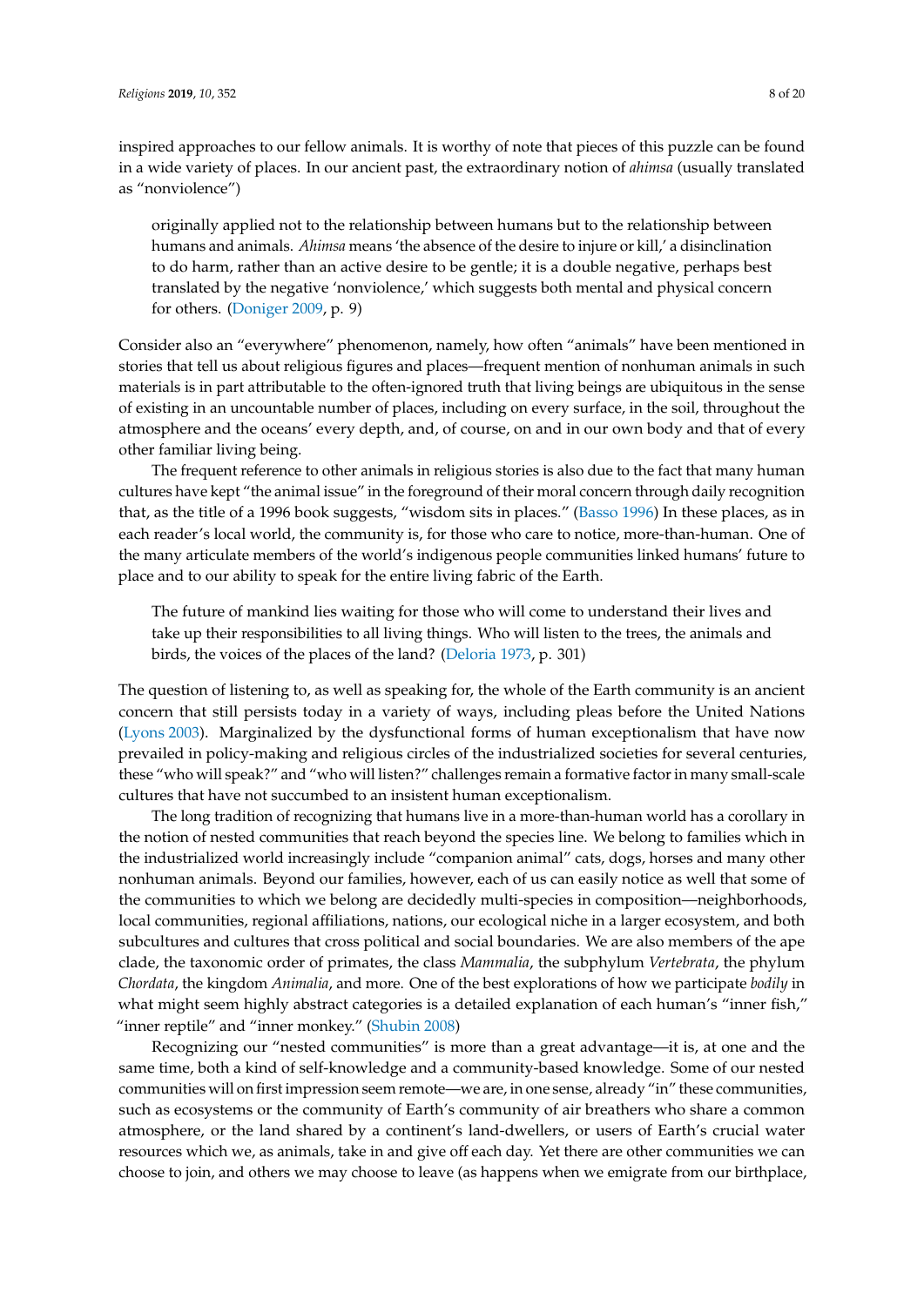inspired approaches to our fellow animals. It is worthy of note that pieces of this puzzle can be found in a wide variety of places. In our ancient past, the extraordinary notion of *ahimsa* (usually translated as "nonviolence")

> originally applied not to the relationship between humans but to the relationship between humans and animals. *Ahimsa* means 'the absence of the desire to injure or kill,' a disinclination to do harm, rather than an active desire to be gentle; it is a double negative, perhaps best translated by the negative 'nonviolence,' which suggests both mental and physical concern for others. (Doniger 2009, p. 9)

Consider also an "everywhere" phenomenon, namely, how often "animals" have been mentioned in stories that tell us about religious figures and places—frequent mention of nonhuman animals in such materials is in part attributable to the often-ignored truth that living beings are ubiquitous in the sense of existing in an uncountable number of places, including on every surface, in the soil, throughout the atmosphere and the oceans' every depth, and, of course, on and in our own body and that of every other familiar living being.

The frequent reference to other animals in religious stories is also due to the fact that many human cultures have kept "the animal issue" in the foreground of their moral concern through daily recognition that, as the title of a 1996 book suggests, "wisdom sits in places." (Basso 1996) In these places, as in each reader's local world, the community is, for those who care to notice, more-than-human. One of the many articulate members of the world's indigenous people communities linked humans' future to place and to our ability to speak for the entire living fabric of the Earth.

> The future of mankind lies waiting for those who will come to understand their lives and take up their responsibilities to all living things. Who will listen to the trees, the animals and birds, the voices of the places of the land? (Deloria 1973, p. 301)

The question of listening to, as well as speaking for, the whole of the Earth community is an ancient concern that still persists today in a variety of ways, including pleas before the United Nations (Lyons 2003). Marginalized by the dysfunctional forms of human exceptionalism that have now prevailed in policy-making and religious circles of the industrialized societies for several centuries, these "who will speak?" and "who will listen?" challenges remain a formative factor in many small-scale cultures that have not succumbed to an insistent human exceptionalism.

The long tradition of recognizing that humans live in a more-than-human world has a corollary in the notion of nested communities that reach beyond the species line. We belong to families which in the industrialized world increasingly include "companion animal" cats, dogs, horses and many other nonhuman animals. Beyond our families, however, each of us can easily notice as well that some of the communities to which we belong are decidedly multi-species in composition—neighborhoods, local communities, regional affiliations, nations, our ecological niche in a larger ecosystem, and both subcultures and cultures that cross political and social boundaries. We are also members of the ape clade, the taxonomic order of primates, the class *Mammalia*, the subphylum *Vertebrata*, the phylum *Chordata*, the kingdom *Animalia*, and more. One of the best explorations of how we participate *bodily* in what might seem highly abstract categories is a detailed explanation of each human's "inner fish," "inner reptile" and "inner monkey." (Shubin 2008)

Recognizing our "nested communities" is more than a great advantage—it is, at one and the same time, both a kind of self-knowledge and a community-based knowledge. Some of our nested communities will on first impression seem remote—we are, in one sense, already "in" these communities, such as ecosystems or the community of Earth's community of air breathers who share a common atmosphere, or the land shared by a continent's land-dwellers, or users of Earth's crucial water resources which we, as animals, take in and give off each day. Yet there are other communities we can choose to join, and others we may choose to leave (as happens when we emigrate from our birthplace,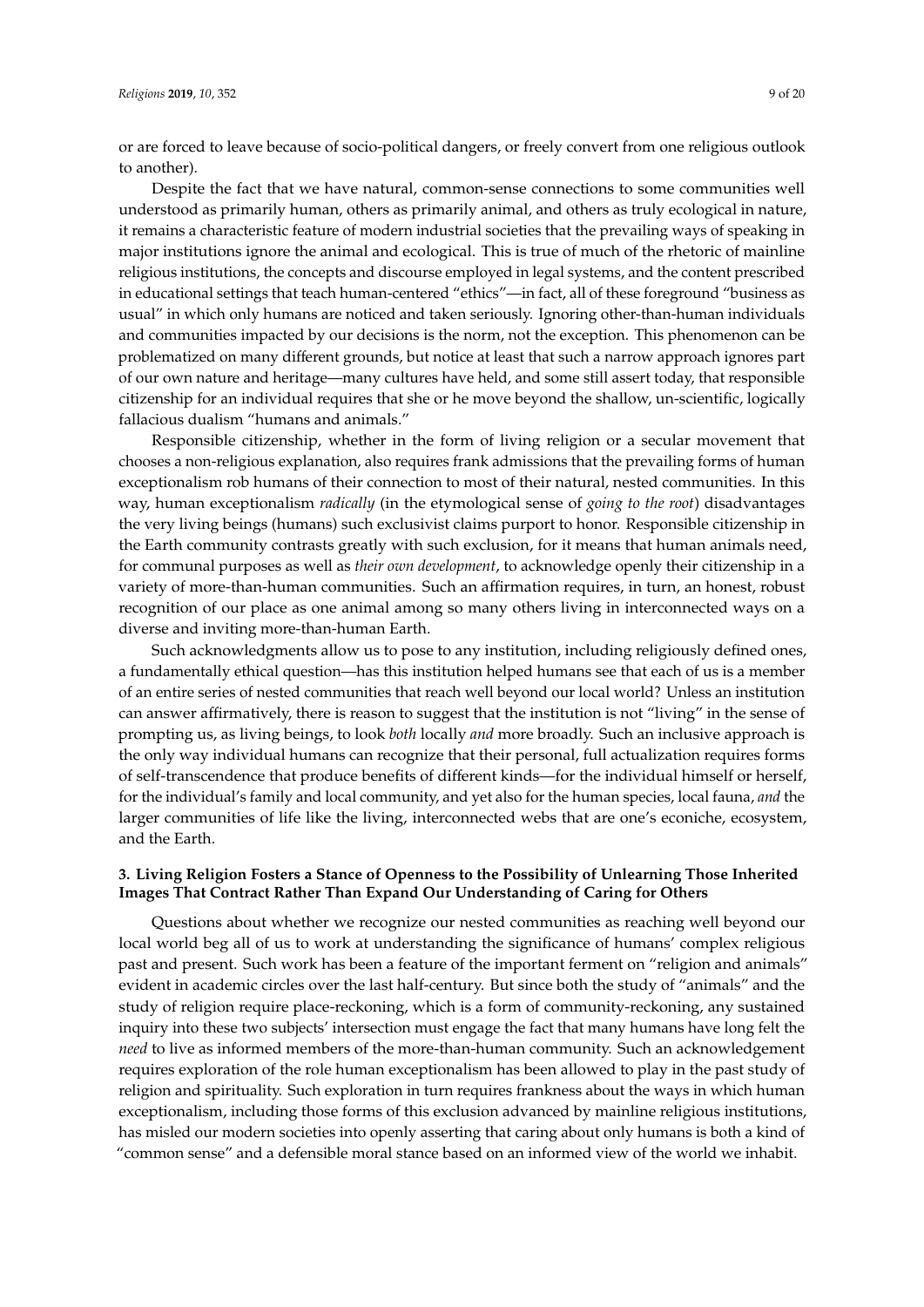or are forced to leave because of socio-political dangers, or freely convert from one religious outlook to another).

Despite the fact that we have natural, common-sense connections to some communities well understood as primarily human, others as primarily animal, and others as truly ecological in nature, it remains a characteristic feature of modern industrial societies that the prevailing ways of speaking in major institutions ignore the animal and ecological. This is true of much of the rhetoric of mainline religious institutions, the concepts and discourse employed in legal systems, and the content prescribed in educational settings that teach human-centered "ethics"—in fact, all of these foreground "business as usual" in which only humans are noticed and taken seriously. Ignoring other-than-human individuals and communities impacted by our decisions is the norm, not the exception. This phenomenon can be problematized on many different grounds, but notice at least that such a narrow approach ignores part of our own nature and heritage—many cultures have held, and some still assert today, that responsible citizenship for an individual requires that she or he move beyond the shallow, un-scientific, logically fallacious dualism "humans and animals."

Responsible citizenship, whether in the form of living religion or a secular movement that chooses a non-religious explanation, also requires frank admissions that the prevailing forms of human exceptionalism rob humans of their connection to most of their natural, nested communities. In this way, human exceptionalism *radically* (in the etymological sense of *going to the root*) disadvantages the very living beings (humans) such exclusivist claims purport to honor. Responsible citizenship in the Earth community contrasts greatly with such exclusion, for it means that human animals need, for communal purposes as well as *their own development*, to acknowledge openly their citizenship in a variety of more-than-human communities. Such an affirmation requires, in turn, an honest, robust recognition of our place as one animal among so many others living in interconnected ways on a diverse and inviting more-than-human Earth.

Such acknowledgments allow us to pose to any institution, including religiously defined ones, a fundamentally ethical question—has this institution helped humans see that each of us is a member of an entire series of nested communities that reach well beyond our local world? Unless an institution can answer affirmatively, there is reason to suggest that the institution is not "living" in the sense of prompting us, as living beings, to look *both* locally *and* more broadly. Such an inclusive approach is the only way individual humans can recognize that their personal, full actualization requires forms of self-transcendence that produce benefits of different kinds—for the individual himself or herself, for the individual's family and local community, and yet also for the human species, local fauna, *and* the larger communities of life like the living, interconnected webs that are one's econiche, ecosystem, and the Earth.

### 3. Living Religion Fosters a Stance of Openness to the Possibility of Unlearning Those Inherited Images That Contract Rather Than Expand Our Understanding of Caring for Others

Questions about whether we recognize our nested communities as reaching well beyond our local world beg all of us to work at understanding the significance of humans' complex religious past and present. Such work has been a feature of the important ferment on "religion and animals" evident in academic circles over the last half-century. But since both the study of "animals" and the study of religion require place-reckoning, which is a form of community-reckoning, any sustained inquiry into these two subjects' intersection must engage the fact that many humans have long felt the *need* to live as informed members of the more-than-human community. Such an acknowledgement requires exploration of the role human exceptionalism has been allowed to play in the past study of religion and spirituality. Such exploration in turn requires frankness about the ways in which human exceptionalism, including those forms of this exclusion advanced by mainline religious institutions, has misled our modern societies into openly asserting that caring about only humans is both a kind of "common sense" and a defensible moral stance based on an informed view of the world we inhabit.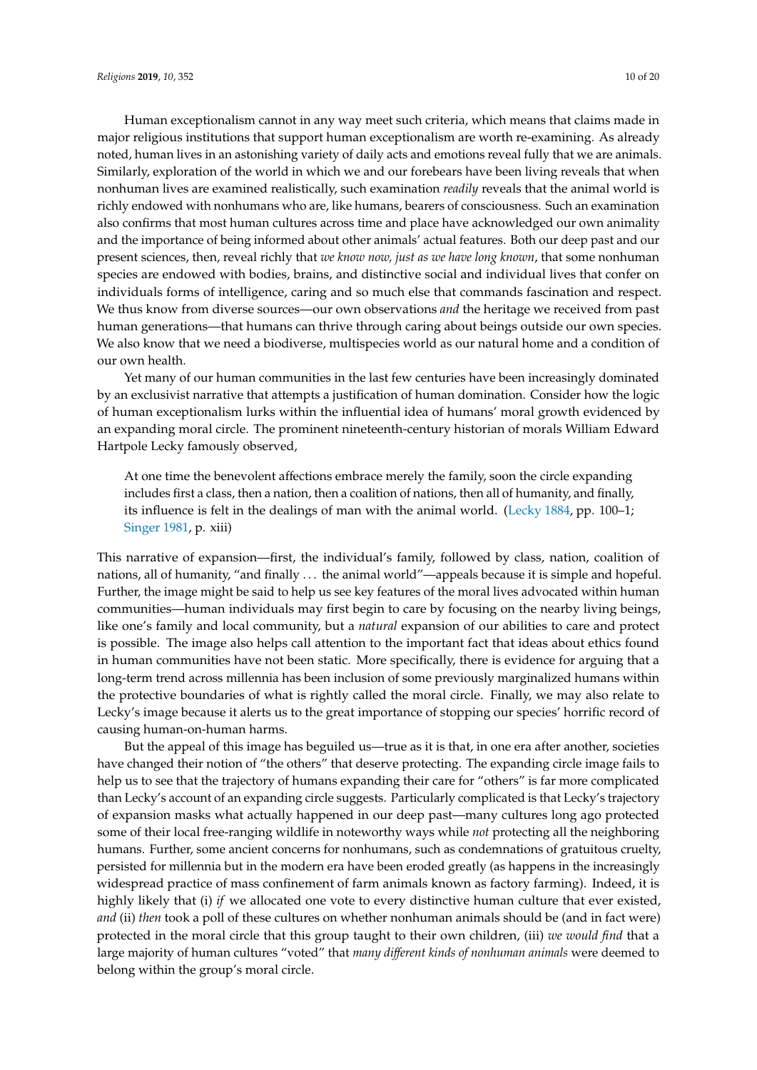Human exceptionalism cannot in any way meet such criteria, which means that claims made in major religious institutions that support human exceptionalism are worth re-examining. As already noted, human lives in an astonishing variety of daily acts and emotions reveal fully that we are animals. Similarly, exploration of the world in which we and our forebears have been living reveals that when nonhuman lives are examined realistically, such examination *readily* reveals that the animal world is richly endowed with nonhumans who are, like humans, bearers of consciousness. Such an examination also confirms that most human cultures across time and place have acknowledged our own animality and the importance of being informed about other animals' actual features. Both our deep past and our present sciences, then, reveal richly that *we know now, just as we have long known*, that some nonhuman species are endowed with bodies, brains, and distinctive social and individual lives that confer on individuals forms of intelligence, caring and so much else that commands fascination and respect. We thus know from diverse sources—our own observations *and* the heritage we received from past human generations—that humans can thrive through caring about beings outside our own species. We also know that we need a biodiverse, multispecies world as our natural home and a condition of our own health.

Yet many of our human communities in the last few centuries have been increasingly dominated by an exclusivist narrative that attempts a justification of human domination. Consider how the logic of human exceptionalism lurks within the influential idea of humans' moral growth evidenced by an expanding moral circle. The prominent nineteenth-century historian of morals William Edward Hartpole Lecky famously observed,

> At one time the benevolent affections embrace merely the family, soon the circle expanding includes first a class, then a nation, then a coalition of nations, then all of humanity, and finally, its influence is felt in the dealings of man with the animal world. (Lecky 1884, pp. 100–1; Singer 1981, p. xiii)

This narrative of expansion—first, the individual's family, followed by class, nation, coalition of nations, all of humanity, "and finally … the animal world"—appeals because it is simple and hopeful. Further, the image might be said to help us see key features of the moral lives advocated within human communities—human individuals may first begin to care by focusing on the nearby living beings, like one's family and local community, but a *natural* expansion of our abilities to care and protect is possible. The image also helps call attention to the important fact that ideas about ethics found in human communities have not been static. More specifically, there is evidence for arguing that a long-term trend across millennia has been inclusion of some previously marginalized humans within the protective boundaries of what is rightly called the moral circle. Finally, we may also relate to Lecky's image because it alerts us to the great importance of stopping our species' horrific record of causing human-on-human harms.

But the appeal of this image has beguiled us—true as it is that, in one era after another, societies have changed their notion of "the others" that deserve protecting. The expanding circle image fails to help us to see that the trajectory of humans expanding their care for "others" is far more complicated than Lecky's account of an expanding circle suggests. Particularly complicated is that Lecky's trajectory of expansion masks what actually happened in our deep past—many cultures long ago protected some of their local free-ranging wildlife in noteworthy ways while *not* protecting all the neighboring humans. Further, some ancient concerns for nonhumans, such as condemnations of gratuitous cruelty, persisted for millennia but in the modern era have been eroded greatly (as happens in the increasingly widespread practice of mass confinement of farm animals known as factory farming). Indeed, it is highly likely that (i) *if* we allocated one vote to every distinctive human culture that ever existed, *and* (ii) *then* took a poll of these cultures on whether nonhuman animals should be (and in fact were) protected in the moral circle that this group taught to their own children, (iii) *we would find* that a large majority of human cultures "voted" that *many different kinds of nonhuman animals* were deemed to belong within the group's moral circle.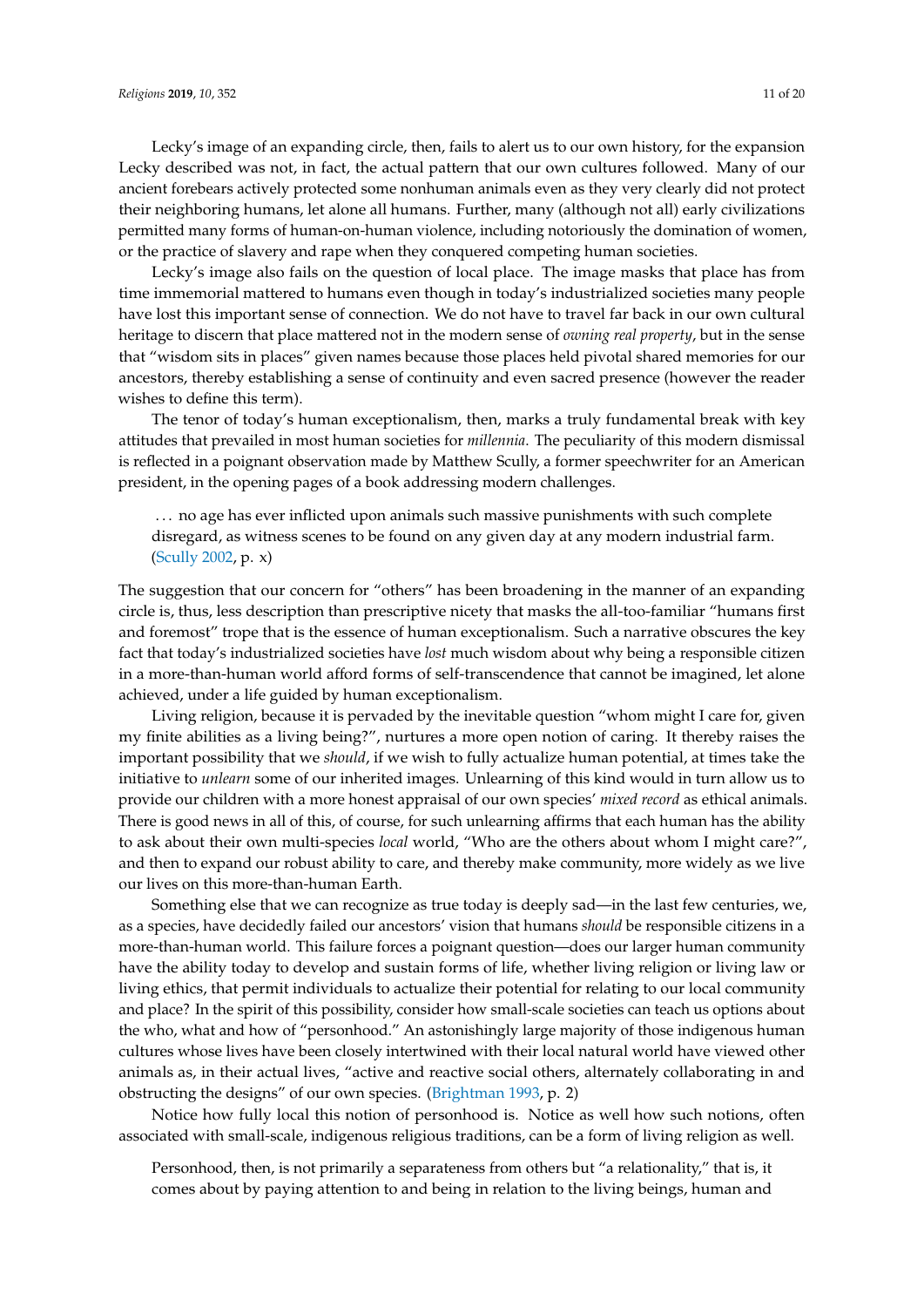Lecky's image of an expanding circle, then, fails to alert us to our own history, for the expansion Lecky described was not, in fact, the actual pattern that our own cultures followed. Many of our ancient forebears actively protected some nonhuman animals even as they very clearly did not protect their neighboring humans, let alone all humans. Further, many (although not all) early civilizations permitted many forms of human-on-human violence, including notoriously the domination of women, or the practice of slavery and rape when they conquered competing human societies.

Lecky's image also fails on the question of local place. The image masks that place has from time immemorial mattered to humans even though in today's industrialized societies many people have lost this important sense of connection. We do not have to travel far back in our own cultural heritage to discern that place mattered not in the modern sense of *owning real property*, but in the sense that "wisdom sits in places" given names because those places held pivotal shared memories for our ancestors, thereby establishing a sense of continuity and even sacred presence (however the reader wishes to define this term).

The tenor of today's human exceptionalism, then, marks a truly fundamental break with key attitudes that prevailed in most human societies for *millennia*. The peculiarity of this modern dismissal is reflected in a poignant observation made by Matthew Scully, a former speechwriter for an American president, in the opening pages of a book addressing modern challenges.

> ... no age has ever inflicted upon animals such massive punishments with such complete disregard, as witness scenes to be found on any given day at any modern industrial farm. (Scully 2002, p. x)

The suggestion that our concern for "others" has been broadening in the manner of an expanding circle is, thus, less description than prescriptive nicety that masks the all-too-familiar "humans first and foremost" trope that is the essence of human exceptionalism. Such a narrative obscures the key fact that today's industrialized societies have *lost* much wisdom about why being a responsible citizen in a more-than-human world afford forms of self-transcendence that cannot be imagined, let alone achieved, under a life guided by human exceptionalism.

Living religion, because it is pervaded by the inevitable question "whom might I care for, given my finite abilities as a living being?", nurtures a more open notion of caring. It thereby raises the important possibility that we *should*, if we wish to fully actualize human potential, at times take the initiative to *unlearn* some of our inherited images. Unlearning of this kind would in turn allow us to provide our children with a more honest appraisal of our own species' *mixed record* as ethical animals. There is good news in all of this, of course, for such unlearning affirms that each human has the ability to ask about their own multi-species *local* world, "Who are the others about whom I might care?", and then to expand our robust ability to care, and thereby make community, more widely as we live our lives on this more-than-human Earth.

Something else that we can recognize as true today is deeply sad—in the last few centuries, we, as a species, have decidedly failed our ancestors' vision that humans *should* be responsible citizens in a more-than-human world. This failure forces a poignant question—does our larger human community have the ability today to develop and sustain forms of life, whether living religion or living law or living ethics, that permit individuals to actualize their potential for relating to our local community and place? In the spirit of this possibility, consider how small-scale societies can teach us options about the who, what and how of "personhood." An astonishingly large majority of those indigenous human cultures whose lives have been closely intertwined with their local natural world have viewed other animals as, in their actual lives, "active and reactive social others, alternately collaborating in and obstructing the designs" of our own species. (Brightman 1993, p. 2)

Notice how fully local this notion of personhood is. Notice as well how such notions, often associated with small-scale, indigenous religious traditions, can be a form of living religion as well.

> Personhood, then, is not primarily a separateness from others but "a relationality," that is, it comes about by paying attention to and being in relation to the living beings, human and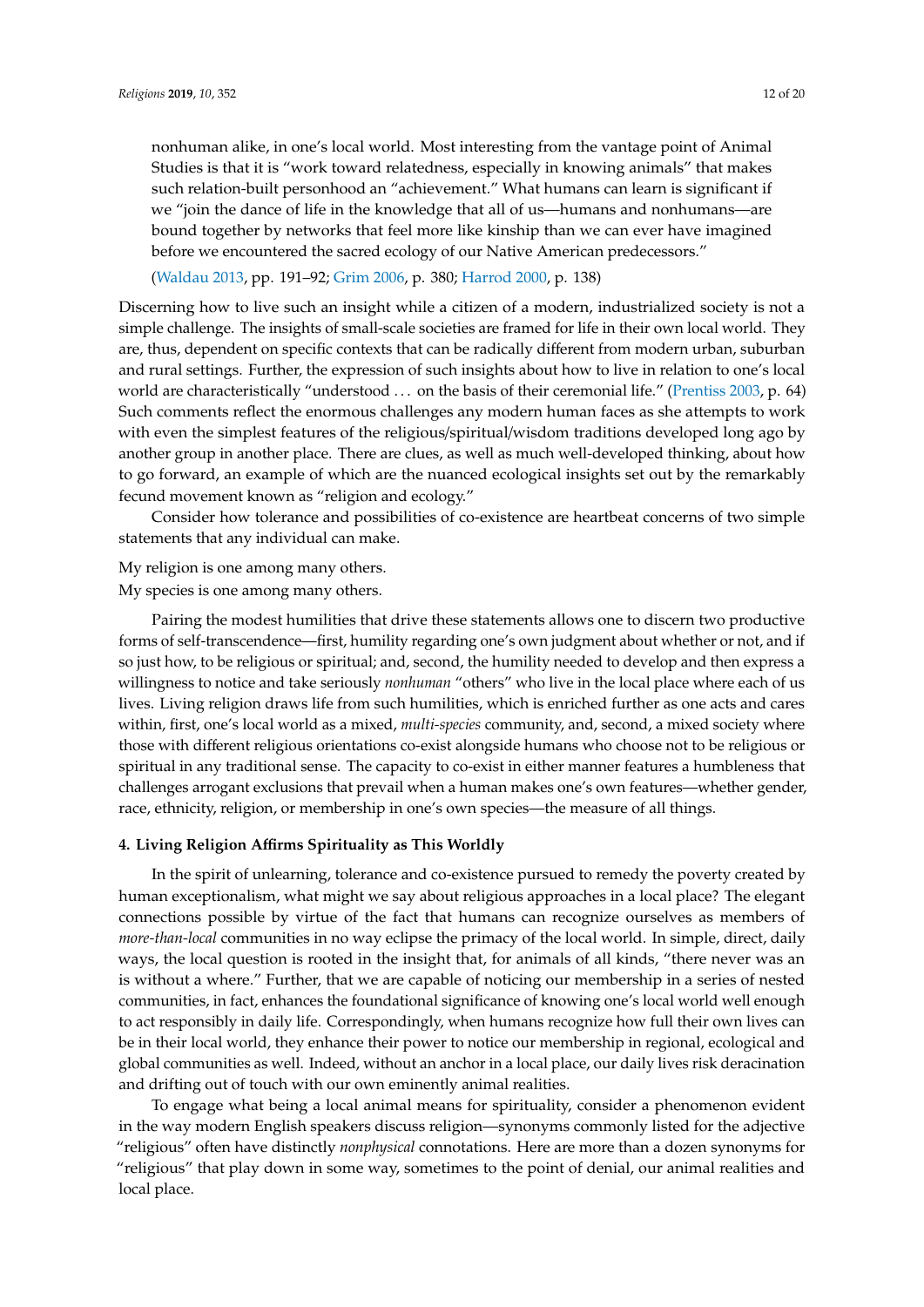nonhuman alike, in one's local world. Most interesting from the vantage point of Animal Studies is that it is "work toward relatedness, especially in knowing animals" that makes such relation-built personhood an "achievement." What humans can learn is significant if we "join the dance of life in the knowledge that all of us—humans and nonhumans—are bound together by networks that feel more like kinship than we can ever have imagined before we encountered the sacred ecology of our Native American predecessors."

(Waldau 2013, pp. 191–92; Grim 2006, p. 380; Harrod 2000, p. 138)

Discerning how to live such an insight while a citizen of a modern, industrialized society is not a simple challenge. The insights of small-scale societies are framed for life in their own local world. They are, thus, dependent on specific contexts that can be radically different from modern urban, suburban and rural settings. Further, the expression of such insights about how to live in relation to one's local world are characteristically "understood ... on the basis of their ceremonial life." (Prentiss 2003, p. 64) Such comments reflect the enormous challenges any modern human faces as she attempts to work with even the simplest features of the religious/spiritual/wisdom traditions developed long ago by another group in another place. There are clues, as well as much well-developed thinking, about how to go forward, an example of which are the nuanced ecological insights set out by the remarkably fecund movement known as "religion and ecology."

Consider how tolerance and possibilities of co-existence are heartbeat concerns of two simple statements that any individual can make.

My religion is one among many others.
My species is one among many others.

Pairing the modest humilities that drive these statements allows one to discern two productive forms of self-transcendence—first, humility regarding one's own judgment about whether or not, and if so just how, to be religious or spiritual; and, second, the humility needed to develop and then express a willingness to notice and take seriously *nonhuman* "others" who live in the local place where each of us lives. Living religion draws life from such humilities, which is enriched further as one acts and cares within, first, one's local world as a mixed, *multi-species* community, and, second, a mixed society where those with different religious orientations co-exist alongside humans who choose not to be religious or spiritual in any traditional sense. The capacity to co-exist in either manner features a humbleness that challenges arrogant exclusions that prevail when a human makes one's own features—whether gender, race, ethnicity, religion, or membership in one's own species—the measure of all things.

### 4. Living Religion Affirms Spirituality as This Worldly

In the spirit of unlearning, tolerance and co-existence pursued to remedy the poverty created by human exceptionalism, what might we say about religious approaches in a local place? The elegant connections possible by virtue of the fact that humans can recognize ourselves as members of *more-than-local* communities in no way eclipse the primacy of the local world. In simple, direct, daily ways, the local question is rooted in the insight that, for animals of all kinds, "there never was an is without a where." Further, that we are capable of noticing our membership in a series of nested communities, in fact, enhances the foundational significance of knowing one's local world well enough to act responsibly in daily life. Correspondingly, when humans recognize how full their own lives can be in their local world, they enhance their power to notice our membership in regional, ecological and global communities as well. Indeed, without an anchor in a local place, our daily lives risk deracination and drifting out of touch with our own eminently animal realities.

To engage what being a local animal means for spirituality, consider a phenomenon evident in the way modern English speakers discuss religion—synonyms commonly listed for the adjective "religious" often have distinctly *nonphysical* connotations. Here are more than a dozen synonyms for "religious" that play down in some way, sometimes to the point of denial, our animal realities and local place.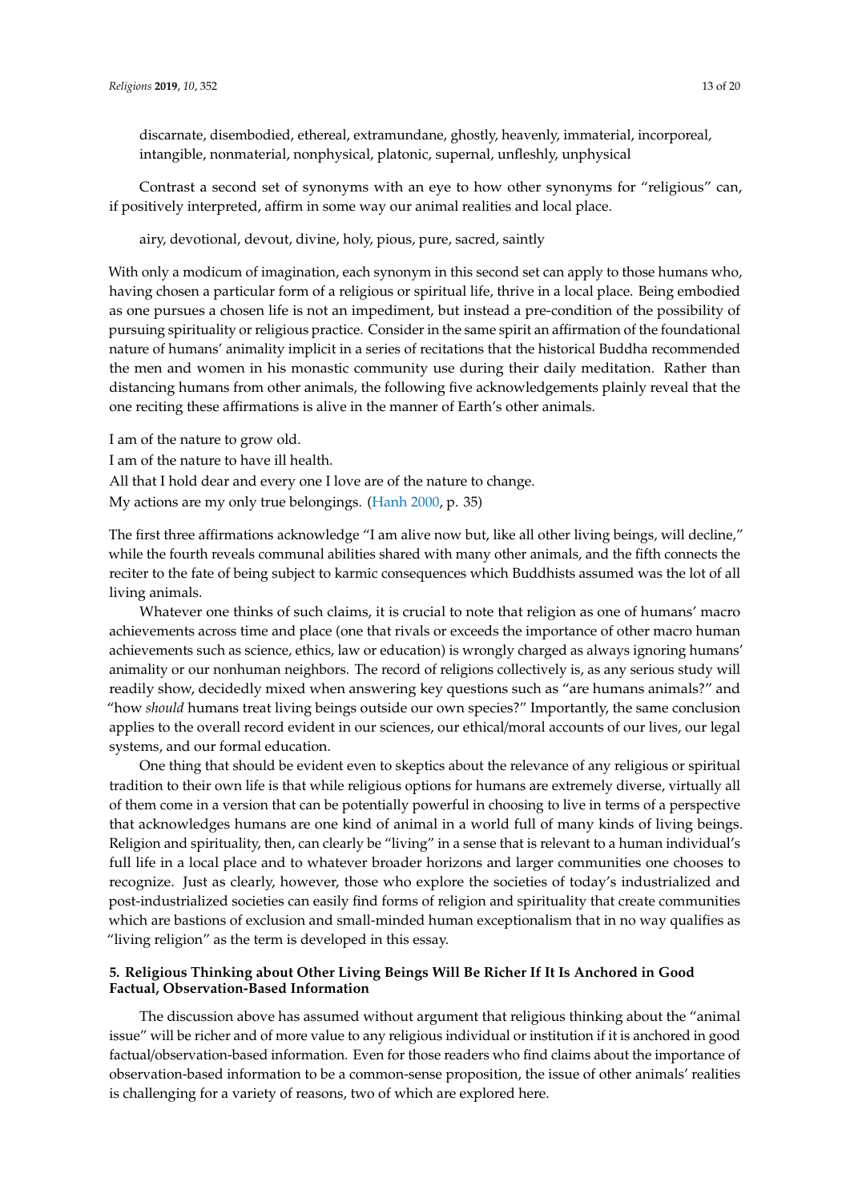discarnate, disembodied, ethereal, extramundane, ghostly, heavenly, immaterial, incorporeal, intangible, nonmaterial, nonphysical, platonic, supernal, unfleshly, unphysical

Contrast a second set of synonyms with an eye to how other synonyms for "religious" can, if positively interpreted, affirm in some way our animal realities and local place.

airy, devotional, devout, divine, holy, pious, pure, sacred, saintly

With only a modicum of imagination, each synonym in this second set can apply to those humans who, having chosen a particular form of a religious or spiritual life, thrive in a local place. Being embodied as one pursues a chosen life is not an impediment, but instead a pre-condition of the possibility of pursuing spirituality or religious practice. Consider in the same spirit an affirmation of the foundational nature of humans' animality implicit in a series of recitations that the historical Buddha recommended the men and women in his monastic community use during their daily meditation. Rather than distancing humans from other animals, the following five acknowledgements plainly reveal that the one reciting these affirmations is alive in the manner of Earth's other animals.

I am of the nature to grow old.
I am of the nature to have ill health.
All that I hold dear and every one I love are of the nature to change.
My actions are my only true belongings. (Hanh 2000, p. 35)

The first three affirmations acknowledge "I am alive now but, like all other living beings, will decline," while the fourth reveals communal abilities shared with many other animals, and the fifth connects the reciter to the fate of being subject to karmic consequences which Buddhists assumed was the lot of all living animals.

Whatever one thinks of such claims, it is crucial to note that religion as one of humans' macro achievements across time and place (one that rivals or exceeds the importance of other macro human achievements such as science, ethics, law or education) is wrongly charged as always ignoring humans' animality or our nonhuman neighbors. The record of religions collectively is, as any serious study will readily show, decidedly mixed when answering key questions such as "are humans animals?" and "how *should* humans treat living beings outside our own species?" Importantly, the same conclusion applies to the overall record evident in our sciences, our ethical/moral accounts of our lives, our legal systems, and our formal education.

One thing that should be evident even to skeptics about the relevance of any religious or spiritual tradition to their own life is that while religious options for humans are extremely diverse, virtually all of them come in a version that can be potentially powerful in choosing to live in terms of a perspective that acknowledges humans are one kind of animal in a world full of many kinds of living beings. Religion and spirituality, then, can clearly be "living" in a sense that is relevant to a human individual's full life in a local place and to whatever broader horizons and larger communities one chooses to recognize. Just as clearly, however, those who explore the societies of today's industrialized and post-industrialized societies can easily find forms of religion and spirituality that create communities which are bastions of exclusion and small-minded human exceptionalism that in no way qualifies as "living religion" as the term is developed in this essay.

## 5. Religious Thinking about Other Living Beings Will Be Richer If It Is Anchored in Good Factual, Observation-Based Information

The discussion above has assumed without argument that religious thinking about the "animal issue" will be richer and of more value to any religious individual or institution if it is anchored in good factual/observation-based information. Even for those readers who find claims about the importance of observation-based information to be a common-sense proposition, the issue of other animals' realities is challenging for a variety of reasons, two of which are explored here.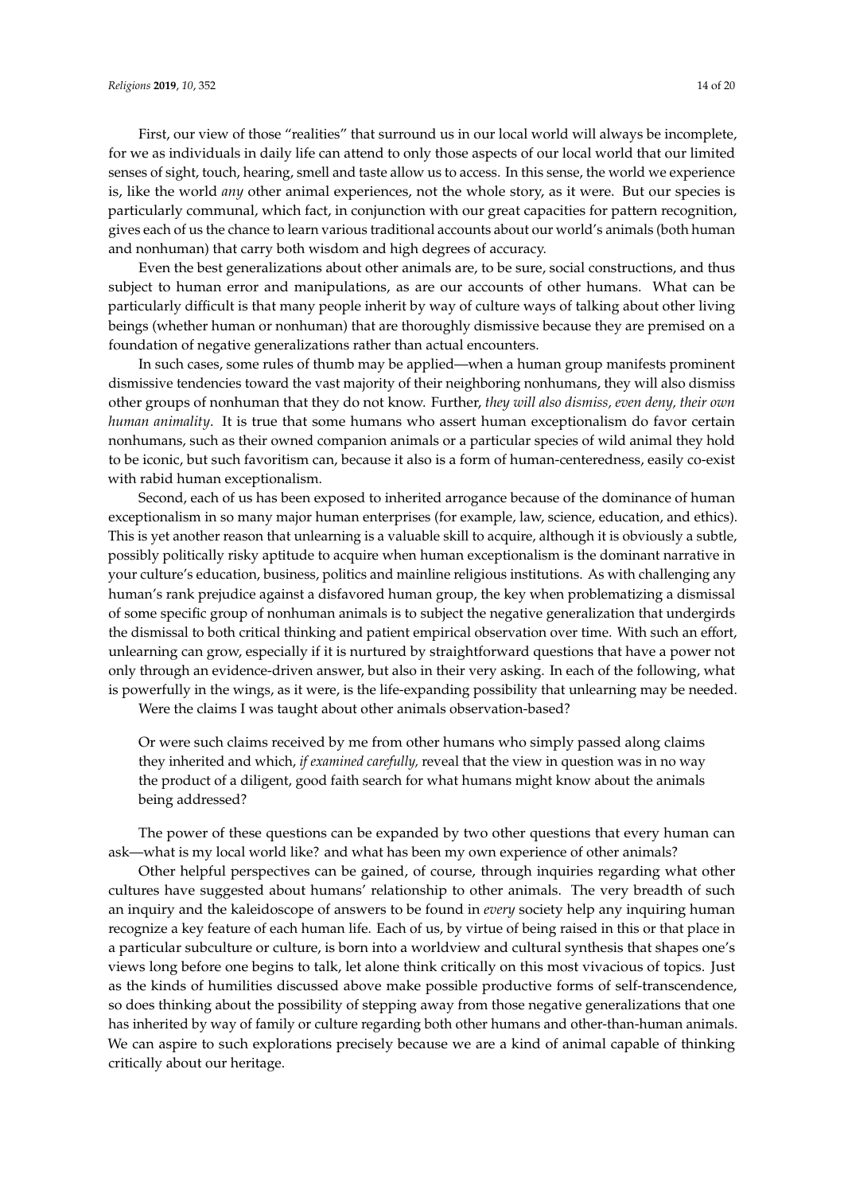First, our view of those "realities" that surround us in our local world will always be incomplete, for we as individuals in daily life can attend to only those aspects of our local world that our limited senses of sight, touch, hearing, smell and taste allow us to access. In this sense, the world we experience is, like the world *any* other animal experiences, not the whole story, as it were. But our species is particularly communal, which fact, in conjunction with our great capacities for pattern recognition, gives each of us the chance to learn various traditional accounts about our world's animals (both human and nonhuman) that carry both wisdom and high degrees of accuracy.

Even the best generalizations about other animals are, to be sure, social constructions, and thus subject to human error and manipulations, as are our accounts of other humans. What can be particularly difficult is that many people inherit by way of culture ways of talking about other living beings (whether human or nonhuman) that are thoroughly dismissive because they are premised on a foundation of negative generalizations rather than actual encounters.

In such cases, some rules of thumb may be applied—when a human group manifests prominent dismissive tendencies toward the vast majority of their neighboring nonhumans, they will also dismiss other groups of nonhuman that they do not know. Further, *they will also dismiss, even deny, their own human animality*. It is true that some humans who assert human exceptionalism do favor certain nonhumans, such as their owned companion animals or a particular species of wild animal they hold to be iconic, but such favoritism can, because it also is a form of human-centeredness, easily co-exist with rabid human exceptionalism.

Second, each of us has been exposed to inherited arrogance because of the dominance of human exceptionalism in so many major human enterprises (for example, law, science, education, and ethics). This is yet another reason that unlearning is a valuable skill to acquire, although it is obviously a subtle, possibly politically risky aptitude to acquire when human exceptionalism is the dominant narrative in your culture's education, business, politics and mainline religious institutions. As with challenging any human's rank prejudice against a disfavored human group, the key when problematizing a dismissal of some specific group of nonhuman animals is to subject the negative generalization that undergirds the dismissal to both critical thinking and patient empirical observation over time. With such an effort, unlearning can grow, especially if it is nurtured by straightforward questions that have a power not only through an evidence-driven answer, but also in their very asking. In each of the following, what is powerfully in the wings, as it were, is the life-expanding possibility that unlearning may be needed.

Were the claims I was taught about other animals observation-based?

> Or were such claims received by me from other humans who simply passed along claims they inherited and which, *if examined carefully,* reveal that the view in question was in no way the product of a diligent, good faith search for what humans might know about the animals being addressed?

The power of these questions can be expanded by two other questions that every human can ask—what is my local world like? and what has been my own experience of other animals?

Other helpful perspectives can be gained, of course, through inquiries regarding what other cultures have suggested about humans' relationship to other animals. The very breadth of such an inquiry and the kaleidoscope of answers to be found in *every* society help any inquiring human recognize a key feature of each human life. Each of us, by virtue of being raised in this or that place in a particular subculture or culture, is born into a worldview and cultural synthesis that shapes one's views long before one begins to talk, let alone think critically on this most vivacious of topics. Just as the kinds of humilities discussed above make possible productive forms of self-transcendence, so does thinking about the possibility of stepping away from those negative generalizations that one has inherited by way of family or culture regarding both other humans and other-than-human animals. We can aspire to such explorations precisely because we are a kind of animal capable of thinking critically about our heritage.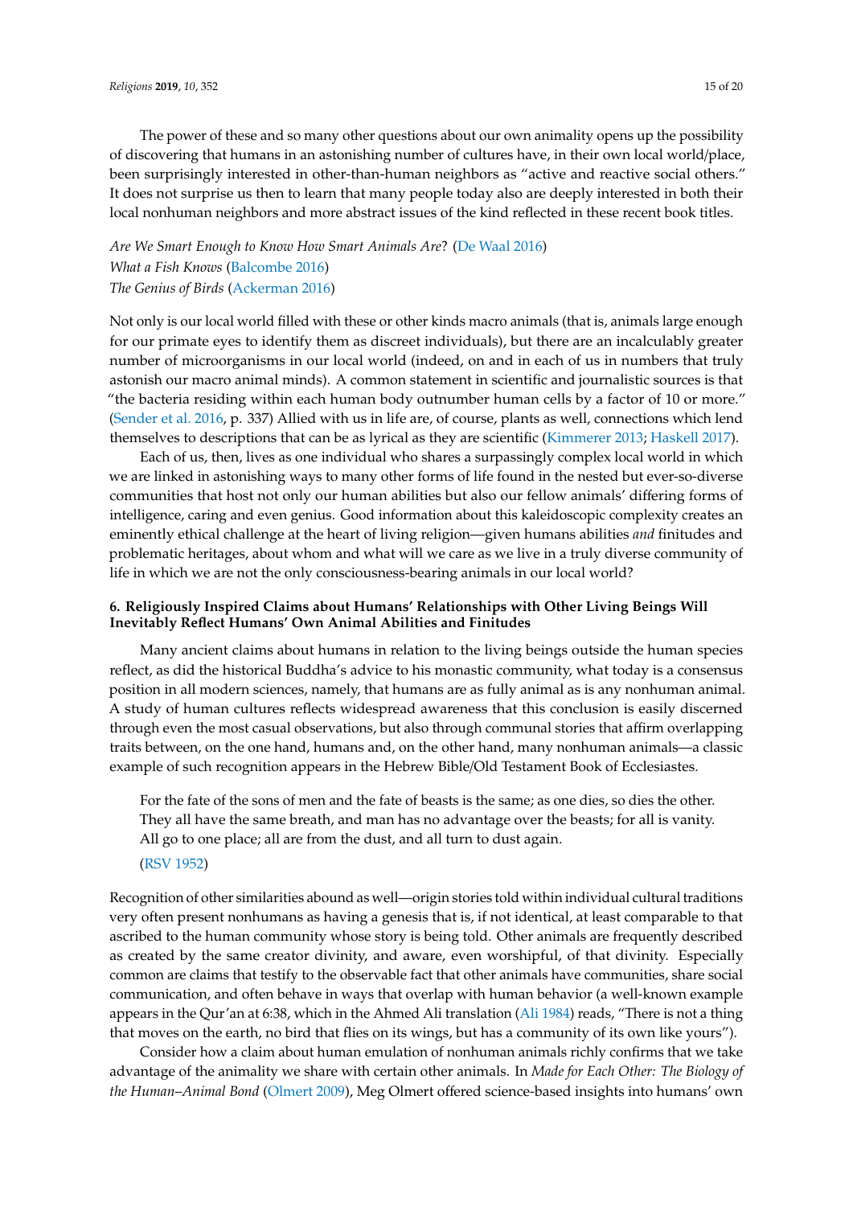The power of these and so many other questions about our own animality opens up the possibility of discovering that humans in an astonishing number of cultures have, in their own local world/place, been surprisingly interested in other-than-human neighbors as "active and reactive social others." It does not surprise us then to learn that many people today also are deeply interested in both their local nonhuman neighbors and more abstract issues of the kind reflected in these recent book titles.

*Are We Smart Enough to Know How Smart Animals Are*? (De Waal 2016)
*What a Fish Knows* (Balcombe 2016)
*The Genius of Birds* (Ackerman 2016)

Not only is our local world filled with these or other kinds macro animals (that is, animals large enough for our primate eyes to identify them as discreet individuals), but there are an incalculably greater number of microorganisms in our local world (indeed, on and in each of us in numbers that truly astonish our macro animal minds). A common statement in scientific and journalistic sources is that "the bacteria residing within each human body outnumber human cells by a factor of 10 or more." (Sender et al. 2016, p. 337) Allied with us in life are, of course, plants as well, connections which lend themselves to descriptions that can be as lyrical as they are scientific (Kimmerer 2013; Haskell 2017).

Each of us, then, lives as one individual who shares a surpassingly complex local world in which we are linked in astonishing ways to many other forms of life found in the nested but ever-so-diverse communities that host not only our human abilities but also our fellow animals' differing forms of intelligence, caring and even genius. Good information about this kaleidoscopic complexity creates an eminently ethical challenge at the heart of living religion—given humans abilities *and* finitudes and problematic heritages, about whom and what will we care as we live in a truly diverse community of life in which we are not the only consciousness-bearing animals in our local world?

## 6. Religiously Inspired Claims about Humans' Relationships with Other Living Beings Will Inevitably Reflect Humans' Own Animal Abilities and Finitudes

Many ancient claims about humans in relation to the living beings outside the human species reflect, as did the historical Buddha's advice to his monastic community, what today is a consensus position in all modern sciences, namely, that humans are as fully animal as is any nonhuman animal. A study of human cultures reflects widespread awareness that this conclusion is easily discerned through even the most casual observations, but also through communal stories that affirm overlapping traits between, on the one hand, humans and, on the other hand, many nonhuman animals—a classic example of such recognition appears in the Hebrew Bible/Old Testament Book of Ecclesiastes.

> For the fate of the sons of men and the fate of beasts is the same; as one dies, so dies the other. They all have the same breath, and man has no advantage over the beasts; for all is vanity. All go to one place; all are from the dust, and all turn to dust again.
>
> (RSV 1952)

Recognition of other similarities abound as well—origin stories told within individual cultural traditions very often present nonhumans as having a genesis that is, if not identical, at least comparable to that ascribed to the human community whose story is being told. Other animals are frequently described as created by the same creator divinity, and aware, even worshipful, of that divinity. Especially common are claims that testify to the observable fact that other animals have communities, share social communication, and often behave in ways that overlap with human behavior (a well-known example appears in the Qur'an at 6:38, which in the Ahmed Ali translation (Ali 1984) reads, "There is not a thing that moves on the earth, no bird that flies on its wings, but has a community of its own like yours").

Consider how a claim about human emulation of nonhuman animals richly confirms that we take advantage of the animality we share with certain other animals. In *Made for Each Other: The Biology of the Human–Animal Bond* (Olmert 2009), Meg Olmert offered science-based insights into humans' own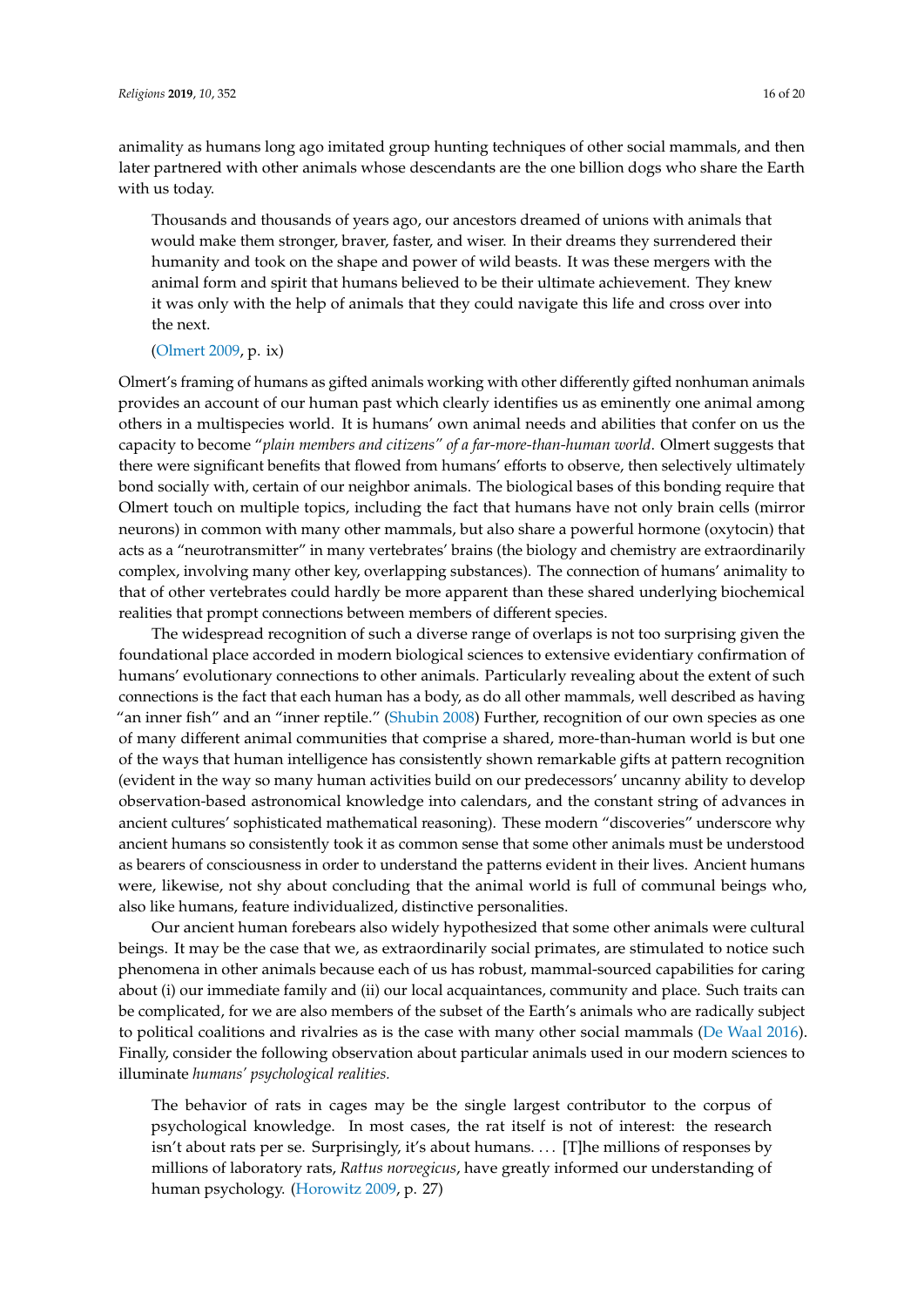animality as humans long ago imitated group hunting techniques of other social mammals, and then later partnered with other animals whose descendants are the one billion dogs who share the Earth with us today.

> Thousands and thousands of years ago, our ancestors dreamed of unions with animals that would make them stronger, braver, faster, and wiser. In their dreams they surrendered their humanity and took on the shape and power of wild beasts. It was these mergers with the animal form and spirit that humans believed to be their ultimate achievement. They knew it was only with the help of animals that they could navigate this life and cross over into the next.
>
> (Olmert 2009, p. ix)

Olmert's framing of humans as gifted animals working with other differently gifted nonhuman animals provides an account of our human past which clearly identifies us as eminently one animal among others in a multispecies world. It is humans' own animal needs and abilities that confer on us the capacity to become "*plain members and citizens" of a far-more-than-human world*. Olmert suggests that there were significant benefits that flowed from humans' efforts to observe, then selectively ultimately bond socially with, certain of our neighbor animals. The biological bases of this bonding require that Olmert touch on multiple topics, including the fact that humans have not only brain cells (mirror neurons) in common with many other mammals, but also share a powerful hormone (oxytocin) that acts as a "neurotransmitter" in many vertebrates' brains (the biology and chemistry are extraordinarily complex, involving many other key, overlapping substances). The connection of humans' animality to that of other vertebrates could hardly be more apparent than these shared underlying biochemical realities that prompt connections between members of different species.

The widespread recognition of such a diverse range of overlaps is not too surprising given the foundational place accorded in modern biological sciences to extensive evidentiary confirmation of humans' evolutionary connections to other animals. Particularly revealing about the extent of such connections is the fact that each human has a body, as do all other mammals, well described as having "an inner fish" and an "inner reptile." (Shubin 2008) Further, recognition of our own species as one of many different animal communities that comprise a shared, more-than-human world is but one of the ways that human intelligence has consistently shown remarkable gifts at pattern recognition (evident in the way so many human activities build on our predecessors' uncanny ability to develop observation-based astronomical knowledge into calendars, and the constant string of advances in ancient cultures' sophisticated mathematical reasoning). These modern "discoveries" underscore why ancient humans so consistently took it as common sense that some other animals must be understood as bearers of consciousness in order to understand the patterns evident in their lives. Ancient humans were, likewise, not shy about concluding that the animal world is full of communal beings who, also like humans, feature individualized, distinctive personalities.

Our ancient human forebears also widely hypothesized that some other animals were cultural beings. It may be the case that we, as extraordinarily social primates, are stimulated to notice such phenomena in other animals because each of us has robust, mammal-sourced capabilities for caring about (i) our immediate family and (ii) our local acquaintances, community and place. Such traits can be complicated, for we are also members of the subset of the Earth's animals who are radically subject to political coalitions and rivalries as is the case with many other social mammals (De Waal 2016). Finally, consider the following observation about particular animals used in our modern sciences to illuminate *humans' psychological realities.*

> The behavior of rats in cages may be the single largest contributor to the corpus of psychological knowledge. In most cases, the rat itself is not of interest: the research isn't about rats per se. Surprisingly, it's about humans. ... [T]he millions of responses by millions of laboratory rats, *Rattus norvegicus*, have greatly informed our understanding of human psychology. (Horowitz 2009, p. 27)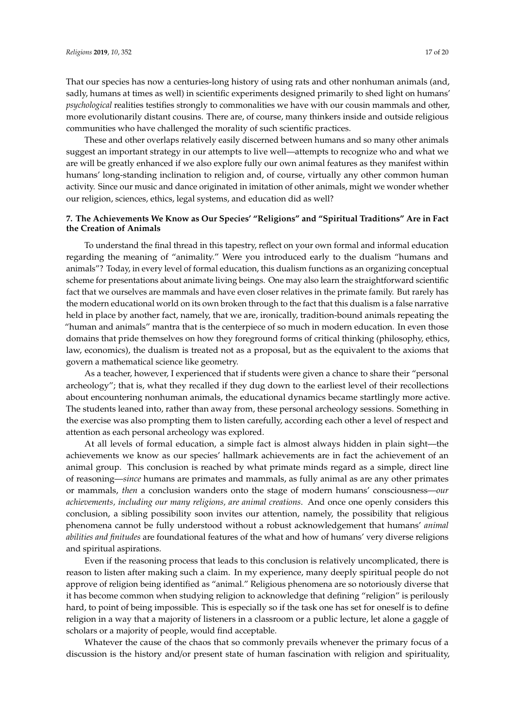That our species has now a centuries-long history of using rats and other nonhuman animals (and, sadly, humans at times as well) in scientific experiments designed primarily to shed light on humans' *psychological* realities testifies strongly to commonalities we have with our cousin mammals and other, more evolutionarily distant cousins. There are, of course, many thinkers inside and outside religious communities who have challenged the morality of such scientific practices.

These and other overlaps relatively easily discerned between humans and so many other animals suggest an important strategy in our attempts to live well—attempts to recognize who and what we are will be greatly enhanced if we also explore fully our own animal features as they manifest within humans' long-standing inclination to religion and, of course, virtually any other common human activity. Since our music and dance originated in imitation of other animals, might we wonder whether our religion, sciences, ethics, legal systems, and education did as well?

### 7. The Achievements We Know as Our Species' "Religions" and "Spiritual Traditions" Are in Fact the Creation of Animals

To understand the final thread in this tapestry, reflect on your own formal and informal education regarding the meaning of "animality." Were you introduced early to the dualism "humans and animals"? Today, in every level of formal education, this dualism functions as an organizing conceptual scheme for presentations about animate living beings. One may also learn the straightforward scientific fact that we ourselves are mammals and have even closer relatives in the primate family. But rarely has the modern educational world on its own broken through to the fact that this dualism is a false narrative held in place by another fact, namely, that we are, ironically, tradition-bound animals repeating the "human and animals" mantra that is the centerpiece of so much in modern education. In even those domains that pride themselves on how they foreground forms of critical thinking (philosophy, ethics, law, economics), the dualism is treated not as a proposal, but as the equivalent to the axioms that govern a mathematical science like geometry.

As a teacher, however, I experienced that if students were given a chance to share their "personal archeology"; that is, what they recalled if they dug down to the earliest level of their recollections about encountering nonhuman animals, the educational dynamics became startlingly more active. The students leaned into, rather than away from, these personal archeology sessions. Something in the exercise was also prompting them to listen carefully, according each other a level of respect and attention as each personal archeology was explored.

At all levels of formal education, a simple fact is almost always hidden in plain sight—the achievements we know as our species' hallmark achievements are in fact the achievement of an animal group. This conclusion is reached by what primate minds regard as a simple, direct line of reasoning—*since* humans are primates and mammals, as fully animal as are any other primates or mammals, *then* a conclusion wanders onto the stage of modern humans' consciousness—*our achievements, including our many religions, are animal creations*. And once one openly considers this conclusion, a sibling possibility soon invites our attention, namely, the possibility that religious phenomena cannot be fully understood without a robust acknowledgement that humans' *animal abilities and finitudes* are foundational features of the what and how of humans' very diverse religions and spiritual aspirations.

Even if the reasoning process that leads to this conclusion is relatively uncomplicated, there is reason to listen after making such a claim. In my experience, many deeply spiritual people do not approve of religion being identified as "animal." Religious phenomena are so notoriously diverse that it has become common when studying religion to acknowledge that defining "religion" is perilously hard, to point of being impossible. This is especially so if the task one has set for oneself is to define religion in a way that a majority of listeners in a classroom or a public lecture, let alone a gaggle of scholars or a majority of people, would find acceptable.

Whatever the cause of the chaos that so commonly prevails whenever the primary focus of a discussion is the history and/or present state of human fascination with religion and spirituality,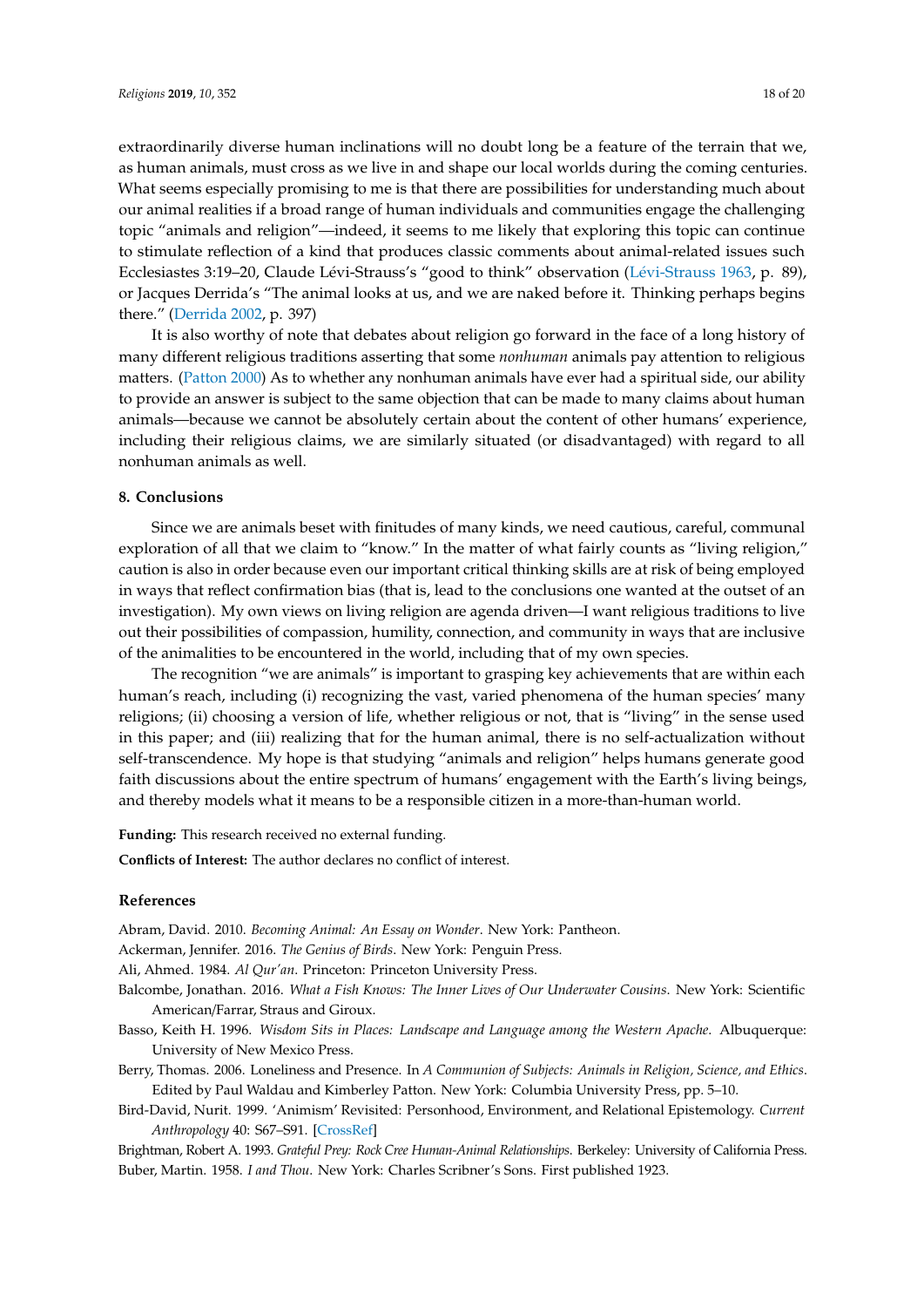extraordinarily diverse human inclinations will no doubt long be a feature of the terrain that we, as human animals, must cross as we live in and shape our local worlds during the coming centuries. What seems especially promising to me is that there are possibilities for understanding much about our animal realities if a broad range of human individuals and communities engage the challenging topic "animals and religion"—indeed, it seems to me likely that exploring this topic can continue to stimulate reflection of a kind that produces classic comments about animal-related issues such Ecclesiastes 3:19–20, Claude Lévi-Strauss's "good to think" observation (Lévi-Strauss 1963, p. 89), or Jacques Derrida's "The animal looks at us, and we are naked before it. Thinking perhaps begins there." (Derrida 2002, p. 397)

It is also worthy of note that debates about religion go forward in the face of a long history of many different religious traditions asserting that some *nonhuman* animals pay attention to religious matters. (Patton 2000) As to whether any nonhuman animals have ever had a spiritual side, our ability to provide an answer is subject to the same objection that can be made to many claims about human animals—because we cannot be absolutely certain about the content of other humans' experience, including their religious claims, we are similarly situated (or disadvantaged) with regard to all nonhuman animals as well.

## 8. Conclusions

Since we are animals beset with finitudes of many kinds, we need cautious, careful, communal exploration of all that we claim to "know." In the matter of what fairly counts as "living religion," caution is also in order because even our important critical thinking skills are at risk of being employed in ways that reflect confirmation bias (that is, lead to the conclusions one wanted at the outset of an investigation). My own views on living religion are agenda driven—I want religious traditions to live out their possibilities of compassion, humility, connection, and community in ways that are inclusive of the animalities to be encountered in the world, including that of my own species.

The recognition "we are animals" is important to grasping key achievements that are within each human's reach, including (i) recognizing the vast, varied phenomena of the human species' many religions; (ii) choosing a version of life, whether religious or not, that is "living" in the sense used in this paper; and (iii) realizing that for the human animal, there is no self-actualization without self-transcendence. My hope is that studying "animals and religion" helps humans generate good faith discussions about the entire spectrum of humans' engagement with the Earth's living beings, and thereby models what it means to be a responsible citizen in a more-than-human world.

**Funding:** This research received no external funding.

**Conflicts of Interest:** The author declares no conflict of interest.

## References

Abram, David. 2010. *Becoming Animal: An Essay on Wonder*. New York: Pantheon.

Ackerman, Jennifer. 2016. *The Genius of Birds*. New York: Penguin Press.

Ali, Ahmed. 1984. *Al Qur'an*. Princeton: Princeton University Press.

Balcombe, Jonathan. 2016. *What a Fish Knows: The Inner Lives of Our Underwater Cousins*. New York: Scientific American/Farrar, Straus and Giroux.

Basso, Keith H. 1996. *Wisdom Sits in Places: Landscape and Language among the Western Apache*. Albuquerque: University of New Mexico Press.

Berry, Thomas. 2006. Loneliness and Presence. In *A Communion of Subjects: Animals in Religion, Science, and Ethics*. Edited by Paul Waldau and Kimberley Patton. New York: Columbia University Press, pp. 5–10.

Bird-David, Nurit. 1999. 'Animism' Revisited: Personhood, Environment, and Relational Epistemology. *Current Anthropology* 40: S67–S91. [CrossRef]

Brightman, Robert A. 1993. *Grateful Prey: Rock Cree Human-Animal Relationships*. Berkeley: University of California Press.

Buber, Martin. 1958. *I and Thou*. New York: Charles Scribner's Sons. First published 1923.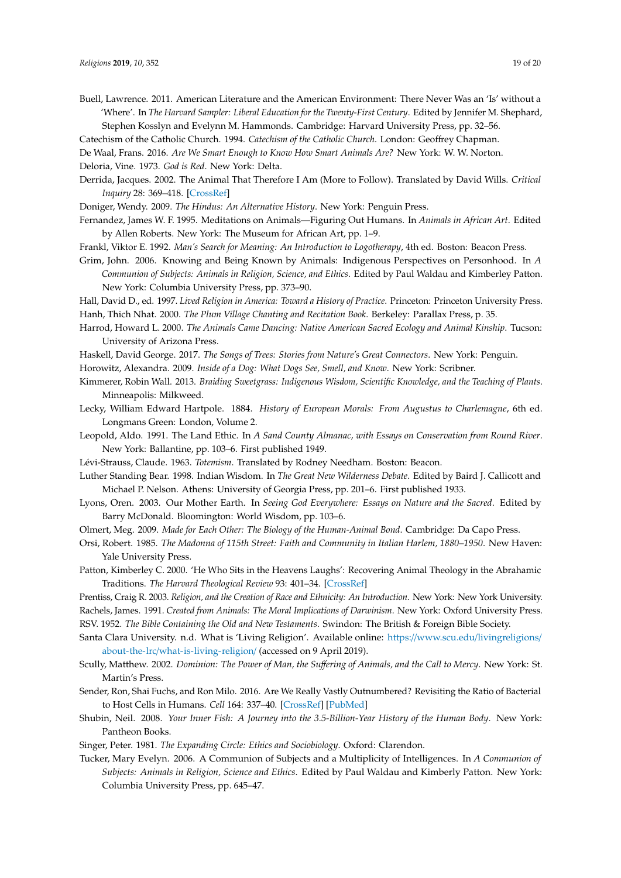Buell, Lawrence. 2011. American Literature and the American Environment: There Never Was an 'Is' without a 'Where'. In *The Harvard Sampler: Liberal Education for the Twenty-First Century*. Edited by Jennifer M. Shephard, Stephen Kosslyn and Evelynn M. Hammonds. Cambridge: Harvard University Press, pp. 32–56.

Catechism of the Catholic Church. 1994. *Catechism of the Catholic Church*. London: Geoffrey Chapman.

De Waal, Frans. 2016. *Are We Smart Enough to Know How Smart Animals Are?* New York: W. W. Norton.

Deloria, Vine. 1973. *God is Red*. New York: Delta.

Derrida, Jacques. 2002. The Animal That Therefore I Am (More to Follow). Translated by David Wills. *Critical Inquiry* 28: 369–418. [CrossRef]

Doniger, Wendy. 2009. *The Hindus: An Alternative History*. New York: Penguin Press.

Fernandez, James W. F. 1995. Meditations on Animals—Figuring Out Humans. In *Animals in African Art*. Edited by Allen Roberts. New York: The Museum for African Art, pp. 1–9.

Frankl, Viktor E. 1992. *Man's Search for Meaning: An Introduction to Logotherapy*, 4th ed. Boston: Beacon Press.

Grim, John. 2006. Knowing and Being Known by Animals: Indigenous Perspectives on Personhood. In *A Communion of Subjects: Animals in Religion, Science, and Ethics*. Edited by Paul Waldau and Kimberley Patton. New York: Columbia University Press, pp. 373–90.

Hall, David D., ed. 1997. *Lived Religion in America: Toward a History of Practice*. Princeton: Princeton University Press.

Hanh, Thich Nhat. 2000. *The Plum Village Chanting and Recitation Book*. Berkeley: Parallax Press, p. 35.

Harrod, Howard L. 2000. *The Animals Came Dancing: Native American Sacred Ecology and Animal Kinship*. Tucson: University of Arizona Press.

Haskell, David George. 2017. *The Songs of Trees: Stories from Nature's Great Connectors*. New York: Penguin.

Horowitz, Alexandra. 2009. *Inside of a Dog: What Dogs See, Smell, and Know*. New York: Scribner.

Kimmerer, Robin Wall. 2013. *Braiding Sweetgrass: Indigenous Wisdom, Scientific Knowledge, and the Teaching of Plants*. Minneapolis: Milkweed.

Lecky, William Edward Hartpole. 1884. *History of European Morals: From Augustus to Charlemagne*, 6th ed. Longmans Green: London, Volume 2.

Leopold, Aldo. 1991. The Land Ethic. In *A Sand County Almanac, with Essays on Conservation from Round River*. New York: Ballantine, pp. 103–6. First published 1949.

Lévi-Strauss, Claude. 1963. *Totemism*. Translated by Rodney Needham. Boston: Beacon.

Luther Standing Bear. 1998. Indian Wisdom. In *The Great New Wilderness Debate*. Edited by Baird J. Callicott and Michael P. Nelson. Athens: University of Georgia Press, pp. 201–6. First published 1933.

Lyons, Oren. 2003. Our Mother Earth. In *Seeing God Everywhere: Essays on Nature and the Sacred*. Edited by Barry McDonald. Bloomington: World Wisdom, pp. 103–6.

Olmert, Meg. 2009. *Made for Each Other: The Biology of the Human-Animal Bond*. Cambridge: Da Capo Press.

Orsi, Robert. 1985. *The Madonna of 115th Street: Faith and Community in Italian Harlem, 1880–1950*. New Haven: Yale University Press.

Patton, Kimberley C. 2000. 'He Who Sits in the Heavens Laughs': Recovering Animal Theology in the Abrahamic Traditions. *The Harvard Theological Review* 93: 401–34. [CrossRef]

Prentiss, Craig R. 2003. *Religion, and the Creation of Race and Ethnicity: An Introduction*. New York: New York University.

Rachels, James. 1991. *Created from Animals: The Moral Implications of Darwinism*. New York: Oxford University Press.

RSV. 1952. *The Bible Containing the Old and New Testaments*. Swindon: The British & Foreign Bible Society.

Santa Clara University. n.d. What is 'Living Religion'. Available online: https://www.scu.edu/livingreligions/about-the-lrc/what-is-living-religion/ (accessed on 9 April 2019).

Scully, Matthew. 2002. *Dominion: The Power of Man, the Suffering of Animals, and the Call to Mercy*. New York: St. Martin's Press.

Sender, Ron, Shai Fuchs, and Ron Milo. 2016. Are We Really Vastly Outnumbered? Revisiting the Ratio of Bacterial to Host Cells in Humans. *Cell* 164: 337–40. [CrossRef] [PubMed]

Shubin, Neil. 2008. *Your Inner Fish: A Journey into the 3.5-Billion-Year History of the Human Body*. New York: Pantheon Books.

Singer, Peter. 1981. *The Expanding Circle: Ethics and Sociobiology*. Oxford: Clarendon.

Tucker, Mary Evelyn. 2006. A Communion of Subjects and a Multiplicity of Intelligences. In *A Communion of Subjects: Animals in Religion, Science and Ethics*. Edited by Paul Waldau and Kimberly Patton. New York: Columbia University Press, pp. 645–47.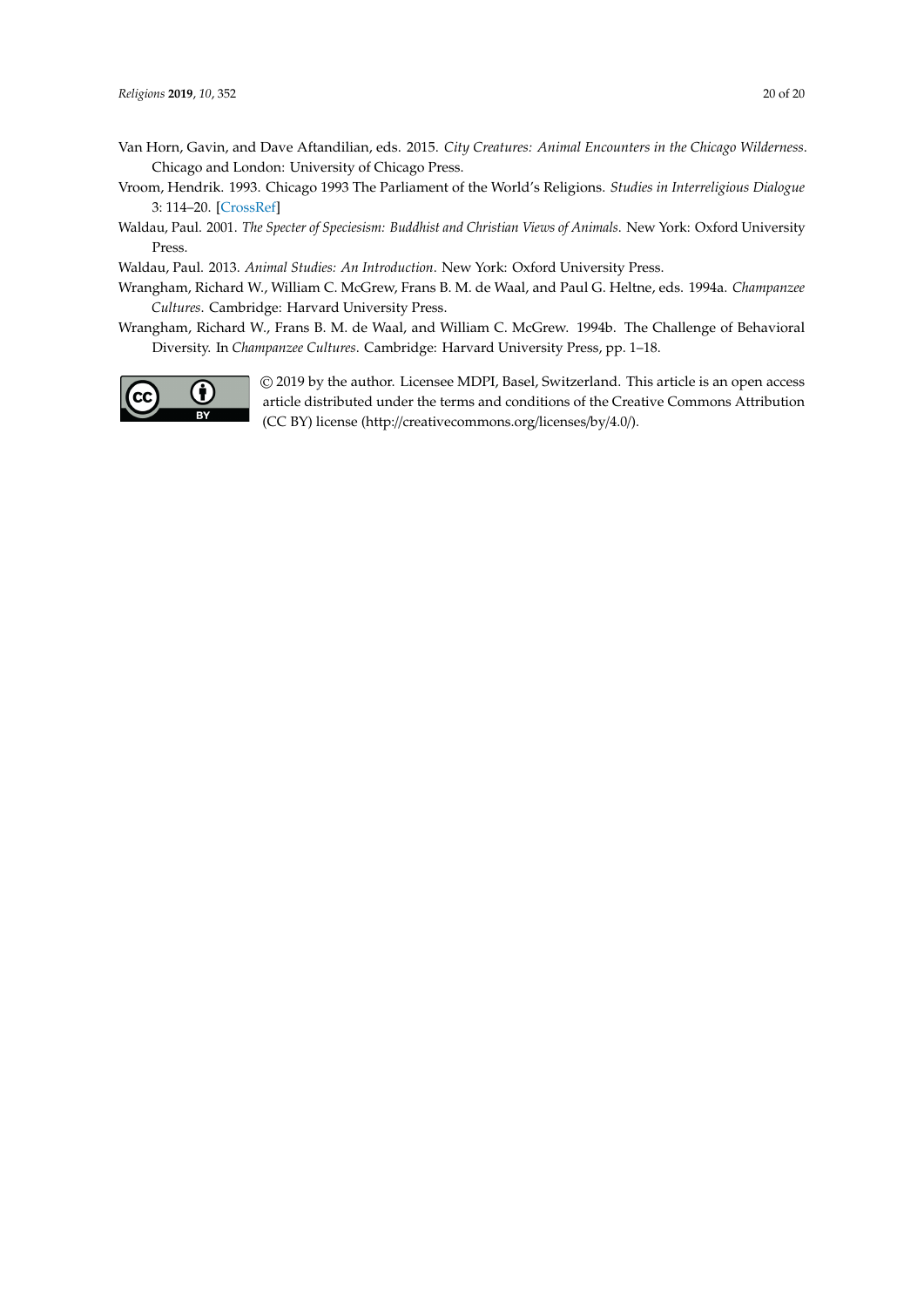Van Horn, Gavin, and Dave Aftandilian, eds. 2015. *City Creatures: Animal Encounters in the Chicago Wilderness*. Chicago and London: University of Chicago Press.

Vroom, Hendrik. 1993. Chicago 1993 The Parliament of the World's Religions. *Studies in Interreligious Dialogue* 3: 114–20. [CrossRef]

Waldau, Paul. 2001. *The Specter of Speciesism: Buddhist and Christian Views of Animals*. New York: Oxford University Press.

Waldau, Paul. 2013. *Animal Studies: An Introduction*. New York: Oxford University Press.

Wrangham, Richard W., William C. McGrew, Frans B. M. de Waal, and Paul G. Heltne, eds. 1994a. *Champanzee Cultures*. Cambridge: Harvard University Press.

Wrangham, Richard W., Frans B. M. de Waal, and William C. McGrew. 1994b. The Challenge of Behavioral Diversity. In *Champanzee Cultures*. Cambridge: Harvard University Press, pp. 1–18.

© 2019 by the author. Licensee MDPI, Basel, Switzerland. This article is an open access article distributed under the terms and conditions of the Creative Commons Attribution (CC BY) license (http://creativecommons.org/licenses/by/4.0/).